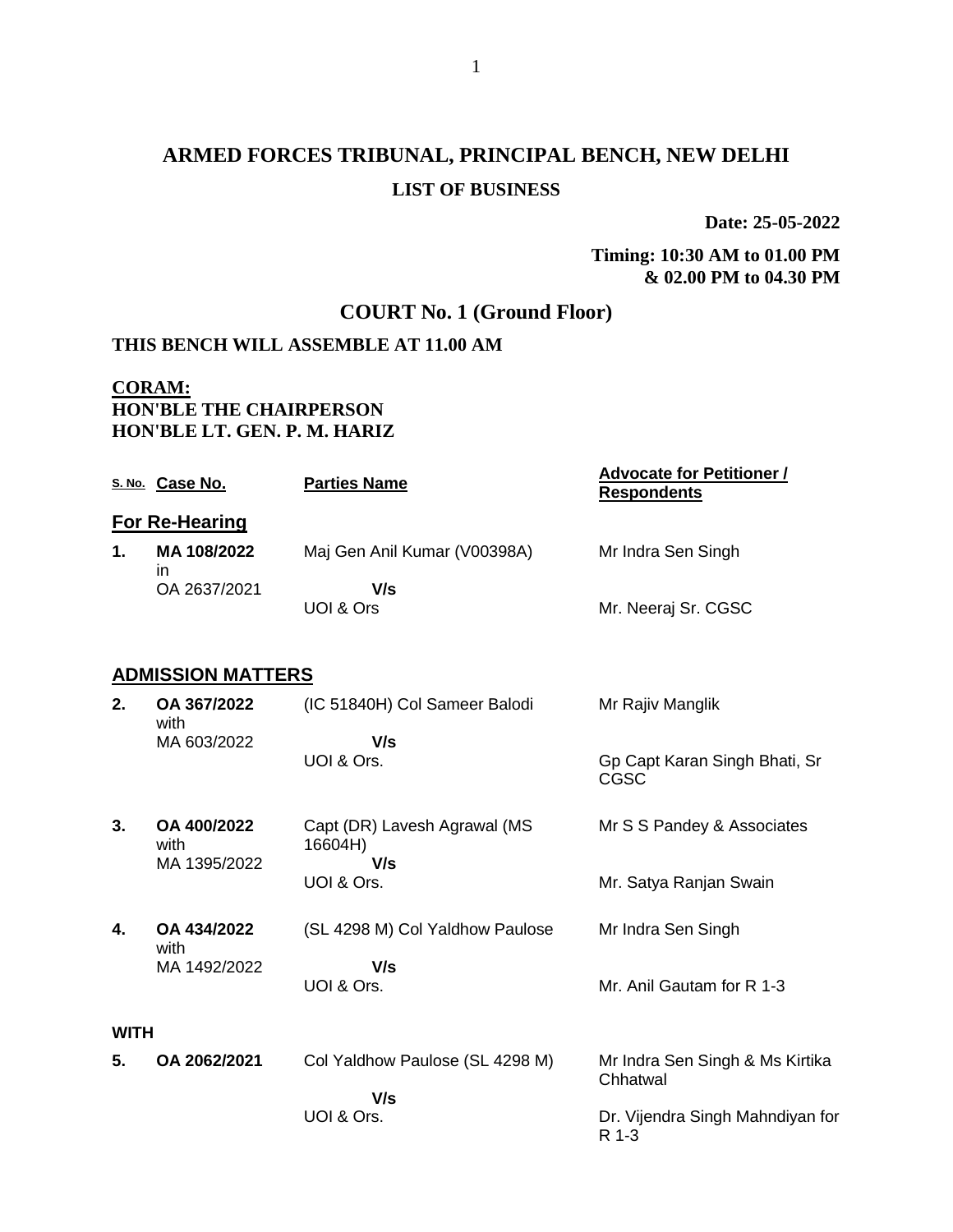# ARMED FORCES TRIBUNAL, PRINCIPAL BENCH, NEW DELHI

## LIST OF BUSINESS

**Date: 25-05-2022**

**Timing: 10:30 AM to 01.00 PM & 02.00 PM to 04.30 PM**

## COURT No. 1 (Ground Floor)

**THIS BENCH WILL ASSEMBLE AT 11.00 AM**

**CORAM:**
**HON'BLE THE CHAIRPERSON**
**HON'BLE LT. GEN. P. M. HARIZ**

| S. No. | Case No. | Parties Name | Advocate for Petitioner / Respondents |
|---|---|---|---|
| **For Re-Hearing** | | | |
| **1.** | **MA 108/2022** in OA 2637/2021 | Maj Gen Anil Kumar (V00398A) **V/s** UOI & Ors | Mr Indra Sen Singh<br>Mr. Neeraj Sr. CGSC |
| **ADMISSION MATTERS** | | | |
| **2.** | **OA 367/2022** with MA 603/2022 | (IC 51840H) Col Sameer Balodi **V/s** UOI & Ors. | Mr Rajiv Manglik<br>Gp Capt Karan Singh Bhati, Sr CGSC |
| **3.** | **OA 400/2022** with MA 1395/2022 | Capt (DR) Lavesh Agrawal (MS 16604H) **V/s** UOI & Ors. | Mr S S Pandey & Associates<br>Mr. Satya Ranjan Swain |
| **4.** | **OA 434/2022** with MA 1492/2022 | (SL 4298 M) Col Yaldhow Paulose **V/s** UOI & Ors. | Mr Indra Sen Singh<br>Mr. Anil Gautam for R 1-3 |
| **WITH** | | | |
| **5.** | **OA 2062/2021** | Col Yaldhow Paulose (SL 4298 M) **V/s** UOI & Ors. | Mr Indra Sen Singh & Ms Kirtika Chhatwal<br>Dr. Vijendra Singh Mahndiyan for R 1-3 |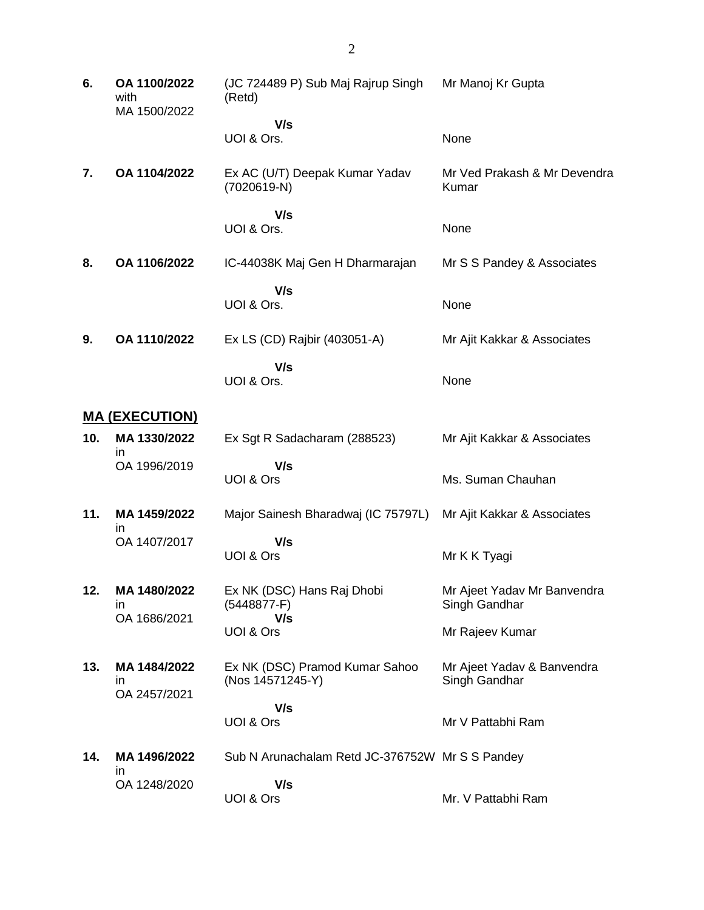| | | | |
|---|---|---|---|
| **6.** | **OA 1100/2022** with MA 1500/2022 | (JC 724489 P) Sub Maj Rajrup Singh (Retd)<br>**V/s**<br>UOI & Ors. | Mr Manoj Kr Gupta<br><br>None |
| **7.** | **OA 1104/2022** | Ex AC (U/T) Deepak Kumar Yadav (7020619-N)<br>**V/s**<br>UOI & Ors. | Mr Ved Prakash & Mr Devendra Kumar<br><br>None |
| **8.** | **OA 1106/2022** | IC-44038K Maj Gen H Dharmarajan<br>**V/s**<br>UOI & Ors. | Mr S S Pandey & Associates<br><br>None |
| **9.** | **OA 1110/2022** | Ex LS (CD) Rajbir (403051-A)<br>**V/s**<br>UOI & Ors. | Mr Ajit Kakkar & Associates<br><br>None |

## MA (EXECUTION)

| | | | |
|---|---|---|---|
| **10.** | **MA 1330/2022** in OA 1996/2019 | Ex Sgt R Sadacharam (288523)<br>**V/s**<br>UOI & Ors | Mr Ajit Kakkar & Associates<br><br>Ms. Suman Chauhan |
| **11.** | **MA 1459/2022** in OA 1407/2017 | Major Sainesh Bharadwaj (IC 75797L)<br>**V/s**<br>UOI & Ors | Mr Ajit Kakkar & Associates<br><br>Mr K K Tyagi |
| **12.** | **MA 1480/2022** in OA 1686/2021 | Ex NK (DSC) Hans Raj Dhobi (5448877-F)<br>**V/s**<br>UOI & Ors | Mr Ajeet Yadav Mr Banvendra Singh Gandhar<br><br>Mr Rajeev Kumar |
| **13.** | **MA 1484/2022** in OA 2457/2021 | Ex NK (DSC) Pramod Kumar Sahoo (Nos 14571245-Y)<br>**V/s**<br>UOI & Ors | Mr Ajeet Yadav & Banvendra Singh Gandhar<br><br>Mr V Pattabhi Ram |
| **14.** | **MA 1496/2022** in OA 1248/2020 | Sub N Arunachalam Retd JC-376752W<br>**V/s**<br>UOI & Ors | Mr S S Pandey<br><br>Mr. V Pattabhi Ram |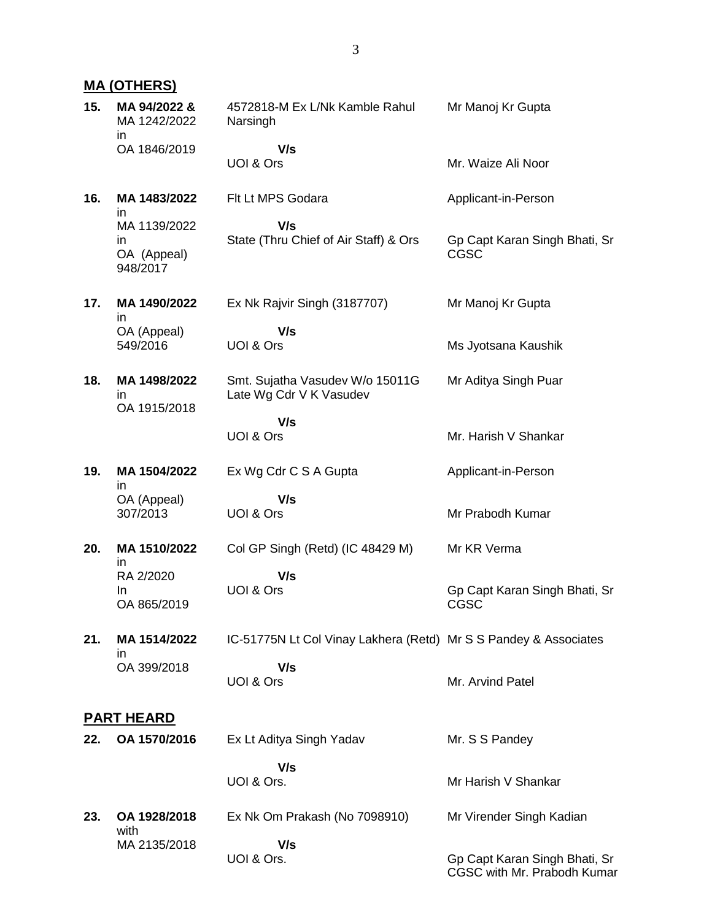## MA (OTHERS)

| | | | |
|---|---|---|---|
| **15.** | **MA 94/2022 &** MA 1242/2022 in OA 1846/2019 | 4572818-M Ex L/Nk Kamble Rahul Narsingh<br>**V/s**<br>UOI & Ors | Mr Manoj Kr Gupta<br><br>Mr. Waize Ali Noor |
| **16.** | **MA 1483/2022** in MA 1139/2022 in OA (Appeal) 948/2017 | Flt Lt MPS Godara<br>**V/s**<br>State (Thru Chief of Air Staff) & Ors | Applicant-in-Person<br><br>Gp Capt Karan Singh Bhati, Sr CGSC |
| **17.** | **MA 1490/2022** in OA (Appeal) 549/2016 | Ex Nk Rajvir Singh (3187707)<br>**V/s**<br>UOI & Ors | Mr Manoj Kr Gupta<br><br>Ms Jyotsana Kaushik |
| **18.** | **MA 1498/2022** in OA 1915/2018 | Smt. Sujatha Vasudev W/o 15011G Late Wg Cdr V K Vasudev<br>**V/s**<br>UOI & Ors | Mr Aditya Singh Puar<br><br>Mr. Harish V Shankar |
| **19.** | **MA 1504/2022** in OA (Appeal) 307/2013 | Ex Wg Cdr C S A Gupta<br>**V/s**<br>UOI & Ors | Applicant-in-Person<br><br>Mr Prabodh Kumar |
| **20.** | **MA 1510/2022** in RA 2/2020 In OA 865/2019 | Col GP Singh (Retd) (IC 48429 M)<br>**V/s**<br>UOI & Ors | Mr KR Verma<br><br>Gp Capt Karan Singh Bhati, Sr CGSC |
| **21.** | **MA 1514/2022** in OA 399/2018 | IC-51775N Lt Col Vinay Lakhera (Retd)<br>**V/s**<br>UOI & Ors | Mr S S Pandey & Associates<br><br>Mr. Arvind Patel |

## PART HEARD

| | | | |
|---|---|---|---|
| **22.** | **OA 1570/2016** | Ex Lt Aditya Singh Yadav<br>**V/s**<br>UOI & Ors. | Mr. S S Pandey<br><br>Mr Harish V Shankar |
| **23.** | **OA 1928/2018** with MA 2135/2018 | Ex Nk Om Prakash (No 7098910)<br>**V/s**<br>UOI & Ors. | Mr Virender Singh Kadian<br><br>Gp Capt Karan Singh Bhati, Sr CGSC with Mr. Prabodh Kumar |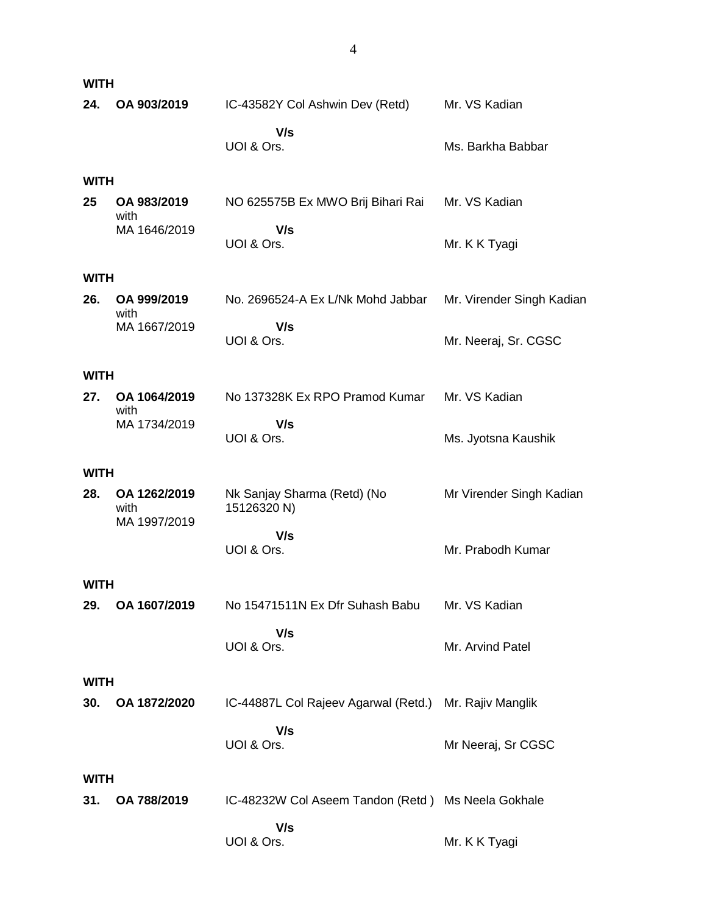**WITH**

| | | | |
|---|---|---|---|
| **24.** | **OA 903/2019** | IC-43582Y Col Ashwin Dev (Retd) | Mr. VS Kadian |
| | | **V/s** | |
| | | UOI & Ors. | Ms. Barkha Babbar |

**WITH**

| | | | |
|---|---|---|---|
| **25** | **OA 983/2019** with MA 1646/2019 | NO 625575B Ex MWO Brij Bihari Rai | Mr. VS Kadian |
| | | **V/s** | |
| | | UOI & Ors. | Mr. K K Tyagi |

**WITH**

| | | | |
|---|---|---|---|
| **26.** | **OA 999/2019** with MA 1667/2019 | No. 2696524-A Ex L/Nk Mohd Jabbar | Mr. Virender Singh Kadian |
| | | **V/s** | |
| | | UOI & Ors. | Mr. Neeraj, Sr. CGSC |

**WITH**

| | | | |
|---|---|---|---|
| **27.** | **OA 1064/2019** with MA 1734/2019 | No 137328K Ex RPO Pramod Kumar | Mr. VS Kadian |
| | | **V/s** | |
| | | UOI & Ors. | Ms. Jyotsna Kaushik |

**WITH**

| | | | |
|---|---|---|---|
| **28.** | **OA 1262/2019** with MA 1997/2019 | Nk Sanjay Sharma (Retd) (No 15126320 N) | Mr Virender Singh Kadian |
| | | **V/s** | |
| | | UOI & Ors. | Mr. Prabodh Kumar |

**WITH**

| | | | |
|---|---|---|---|
| **29.** | **OA 1607/2019** | No 15471511N Ex Dfr Suhash Babu | Mr. VS Kadian |
| | | **V/s** | |
| | | UOI & Ors. | Mr. Arvind Patel |

**WITH**

| | | | |
|---|---|---|---|
| **30.** | **OA 1872/2020** | IC-44887L Col Rajeev Agarwal (Retd.) | Mr. Rajiv Manglik |
| | | **V/s** | |
| | | UOI & Ors. | Mr Neeraj, Sr CGSC |

**WITH**

| | | | |
|---|---|---|---|
| **31.** | **OA 788/2019** | IC-48232W Col Aseem Tandon (Retd ) | Ms Neela Gokhale |
| | | **V/s** | |
| | | UOI & Ors. | Mr. K K Tyagi |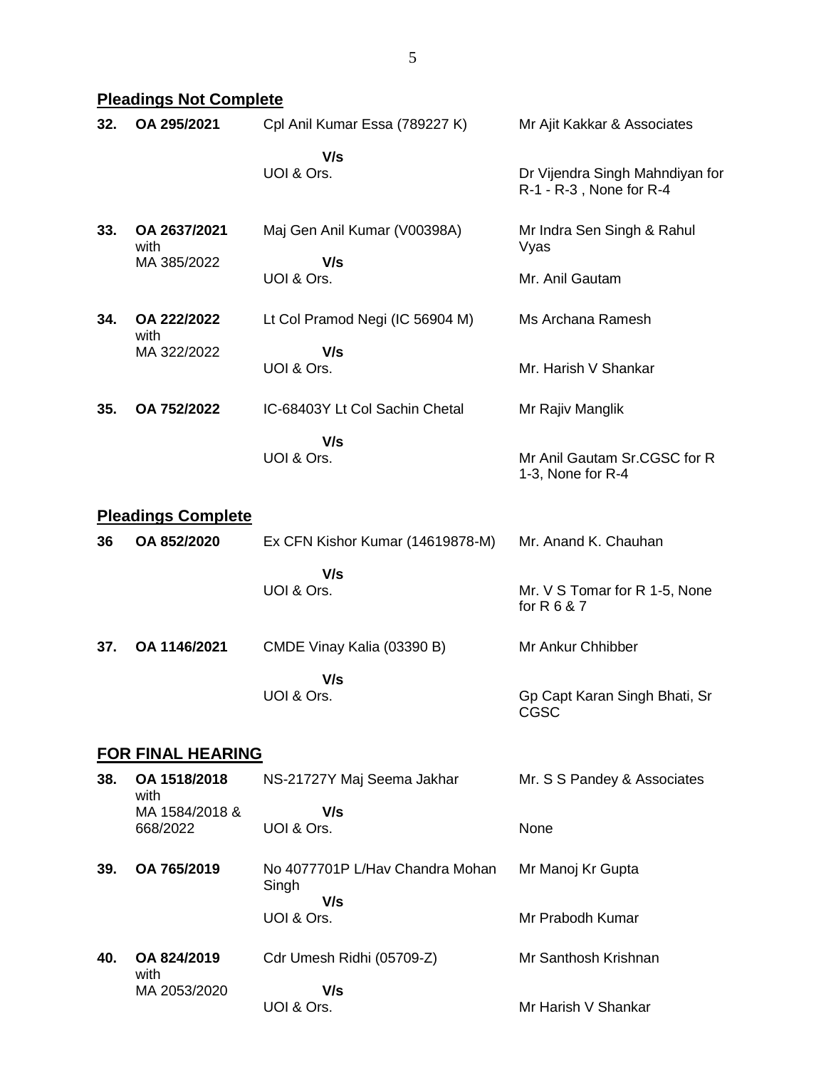## Pleadings Not Complete

| | | | |
|---|---|---|---|
| **32.** | **OA 295/2021** | Cpl Anil Kumar Essa (789227 K)<br>**V/s**<br>UOI & Ors. | Mr Ajit Kakkar & Associates<br><br>Dr Vijendra Singh Mahndiyan for R-1 - R-3 , None for R-4 |
| **33.** | **OA 2637/2021** with MA 385/2022 | Maj Gen Anil Kumar (V00398A)<br>**V/s**<br>UOI & Ors. | Mr Indra Sen Singh & Rahul Vyas<br><br>Mr. Anil Gautam |
| **34.** | **OA 222/2022** with MA 322/2022 | Lt Col Pramod Negi (IC 56904 M)<br>**V/s**<br>UOI & Ors. | Ms Archana Ramesh<br><br>Mr. Harish V Shankar |
| **35.** | **OA 752/2022** | IC-68403Y Lt Col Sachin Chetal<br>**V/s**<br>UOI & Ors. | Mr Rajiv Manglik<br><br>Mr Anil Gautam Sr.CGSC for R 1-3, None for R-4 |

## Pleadings Complete

| | | | |
|---|---|---|---|
| **36** | **OA 852/2020** | Ex CFN Kishor Kumar (14619878-M)<br>**V/s**<br>UOI & Ors. | Mr. Anand K. Chauhan<br><br>Mr. V S Tomar for R 1-5, None for R 6 & 7 |
| **37.** | **OA 1146/2021** | CMDE Vinay Kalia (03390 B)<br>**V/s**<br>UOI & Ors. | Mr Ankur Chhibber<br><br>Gp Capt Karan Singh Bhati, Sr CGSC |

## FOR FINAL HEARING

| | | | |
|---|---|---|---|
| **38.** | **OA 1518/2018** with MA 1584/2018 & 668/2022 | NS-21727Y Maj Seema Jakhar<br>**V/s**<br>UOI & Ors. | Mr. S S Pandey & Associates<br><br>None |
| **39.** | **OA 765/2019** | No 4077701P L/Hav Chandra Mohan Singh<br>**V/s**<br>UOI & Ors. | Mr Manoj Kr Gupta<br><br>Mr Prabodh Kumar |
| **40.** | **OA 824/2019** with MA 2053/2020 | Cdr Umesh Ridhi (05709-Z)<br>**V/s**<br>UOI & Ors. | Mr Santhosh Krishnan<br><br>Mr Harish V Shankar |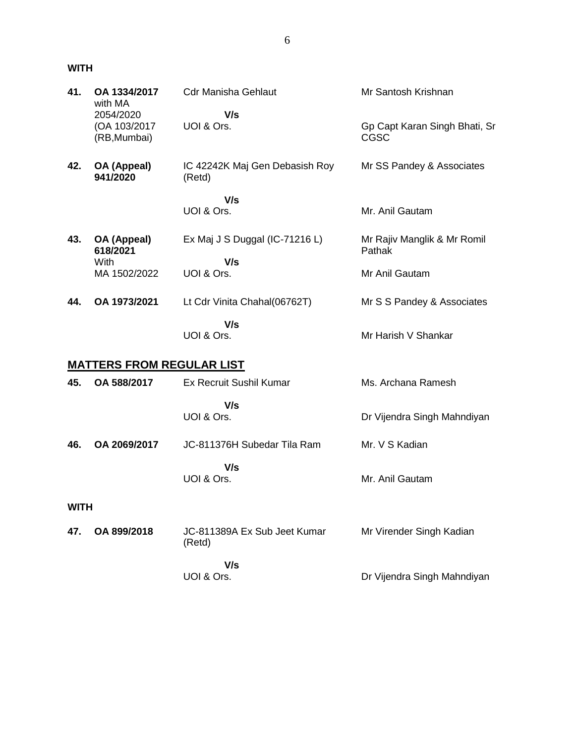**WITH**

| | | | |
|---|---|---|---|
| **41.** | **OA 1334/2017** with MA 2054/2020 (OA 103/2017 (RB,Mumbai) | Cdr Manisha Gehlaut<br>**V/s**<br>UOI & Ors. | Mr Santosh Krishnan<br><br>Gp Capt Karan Singh Bhati, Sr CGSC |
| **42.** | **OA (Appeal) 941/2020** | IC 42242K Maj Gen Debasish Roy (Retd)<br>**V/s**<br>UOI & Ors. | Mr SS Pandey & Associates<br><br>Mr. Anil Gautam |
| **43.** | **OA (Appeal) 618/2021** With MA 1502/2022 | Ex Maj J S Duggal (IC-71216 L)<br>**V/s**<br>UOI & Ors. | Mr Rajiv Manglik & Mr Romil Pathak<br><br>Mr Anil Gautam |
| **44.** | **OA 1973/2021** | Lt Cdr Vinita Chahal(06762T)<br>**V/s**<br>UOI & Ors. | Mr S S Pandey & Associates<br><br>Mr Harish V Shankar |

## MATTERS FROM REGULAR LIST

| | | | |
|---|---|---|---|
| **45.** | **OA 588/2017** | Ex Recruit Sushil Kumar<br>**V/s**<br>UOI & Ors. | Ms. Archana Ramesh<br><br>Dr Vijendra Singh Mahndiyan |
| **46.** | **OA 2069/2017** | JC-811376H Subedar Tila Ram<br>**V/s**<br>UOI & Ors. | Mr. V S Kadian<br><br>Mr. Anil Gautam |

**WITH**

| | | | |
|---|---|---|---|
| **47.** | **OA 899/2018** | JC-811389A Ex Sub Jeet Kumar (Retd)<br>**V/s**<br>UOI & Ors. | Mr Virender Singh Kadian<br><br>Dr Vijendra Singh Mahndiyan |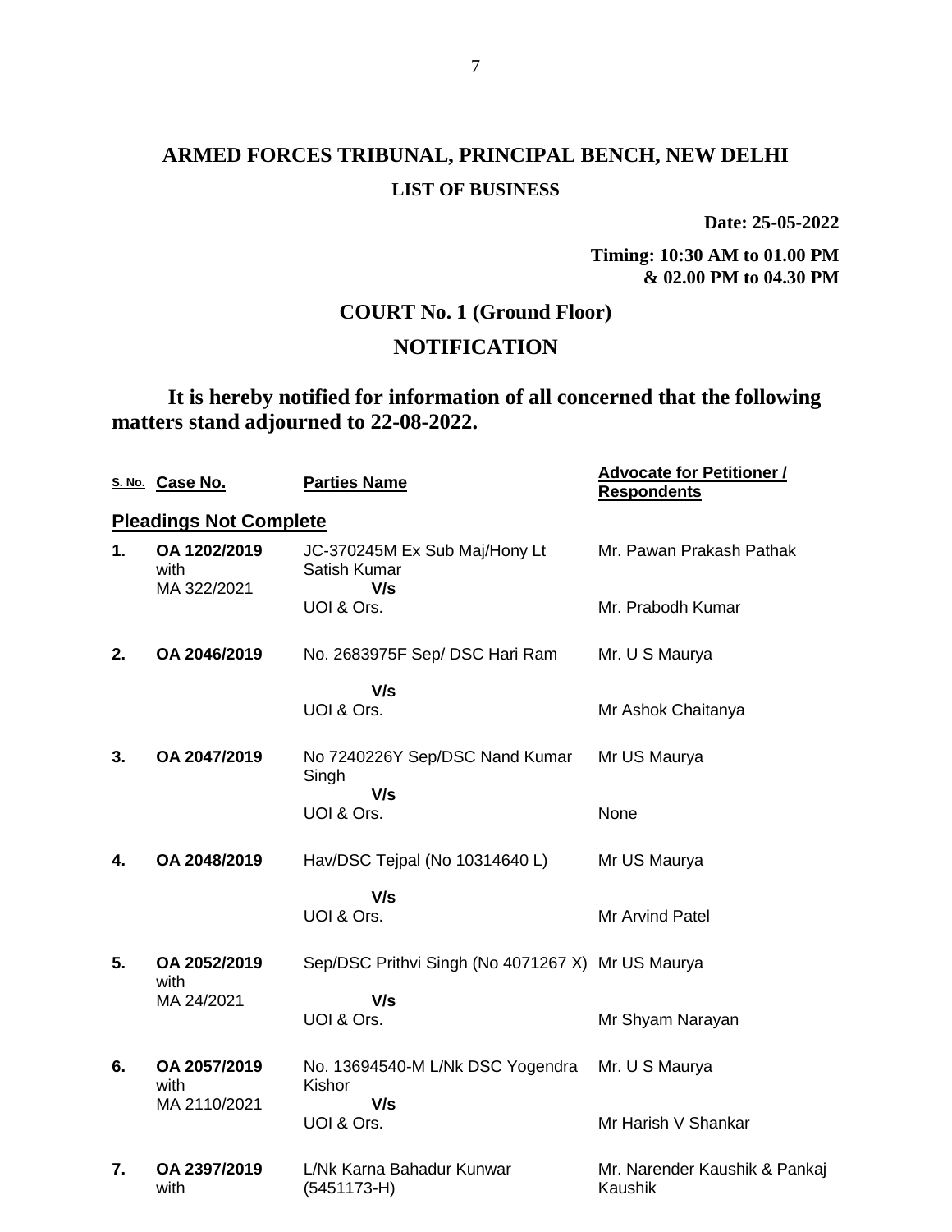# ARMED FORCES TRIBUNAL, PRINCIPAL BENCH, NEW DELHI

**LIST OF BUSINESS**

**Date: 25-05-2022**

**Timing: 10:30 AM to 01.00 PM & 02.00 PM to 04.30 PM**

## COURT No. 1 (Ground Floor)

## NOTIFICATION

**It is hereby notified for information of all concerned that the following matters stand adjourned to 22-08-2022.**

| S. No. | Case No. | Parties Name | Advocate for Petitioner / Respondents |
|---|---|---|---|
| **Pleadings Not Complete** | | | |
| **1.** | **OA 1202/2019** with MA 322/2021 | JC-370245M Ex Sub Maj/Hony Lt Satish Kumar V/s UOI & Ors. | Mr. Pawan Prakash Pathak<br>Mr. Prabodh Kumar |
| **2.** | **OA 2046/2019** | No. 2683975F Sep/ DSC Hari Ram V/s UOI & Ors. | Mr. U S Maurya<br>Mr Ashok Chaitanya |
| **3.** | **OA 2047/2019** | No 7240226Y Sep/DSC Nand Kumar Singh V/s UOI & Ors. | Mr US Maurya<br>None |
| **4.** | **OA 2048/2019** | Hav/DSC Tejpal (No 10314640 L) V/s UOI & Ors. | Mr US Maurya<br>Mr Arvind Patel |
| **5.** | **OA 2052/2019** with MA 24/2021 | Sep/DSC Prithvi Singh (No 4071267 X) V/s UOI & Ors. | Mr US Maurya<br>Mr Shyam Narayan |
| **6.** | **OA 2057/2019** with MA 2110/2021 | No. 13694540-M L/Nk DSC Yogendra Kishor V/s UOI & Ors. | Mr. U S Maurya<br>Mr Harish V Shankar |
| **7.** | **OA 2397/2019** with | L/Nk Karna Bahadur Kunwar (5451173-H) | Mr. Narender Kaushik & Pankaj Kaushik |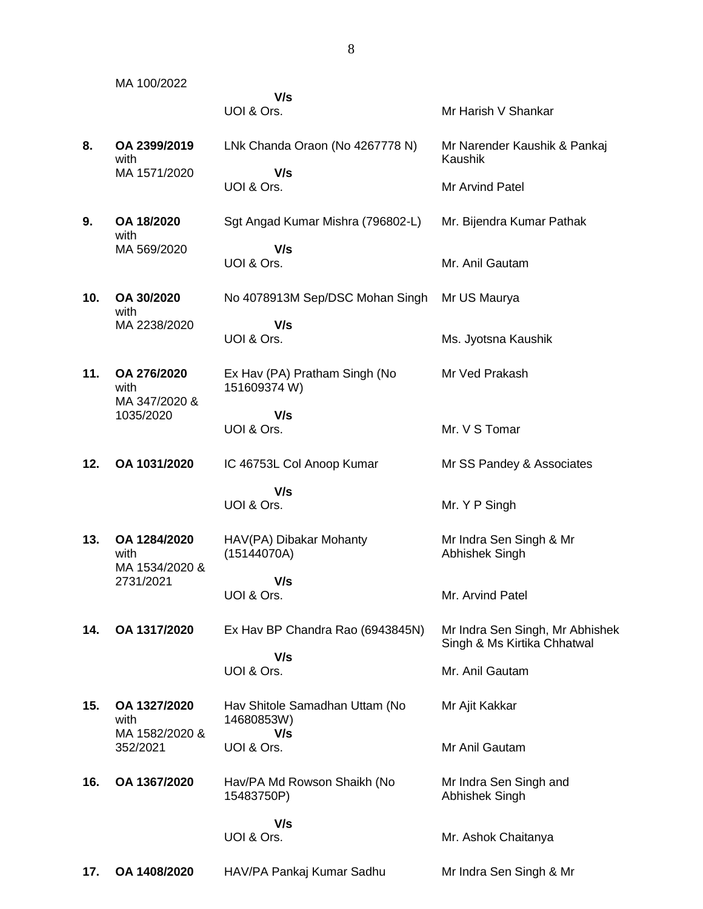| | | | |
|---|---|---|---|
| | MA 100/2022 | **V/s**<br>UOI & Ors. | Mr Harish V Shankar |
| **8.** | **OA 2399/2019** with MA 1571/2020 | LNk Chanda Oraon (No 4267778 N)<br>**V/s**<br>UOI & Ors. | Mr Narender Kaushik & Pankaj Kaushik<br><br>Mr Arvind Patel |
| **9.** | **OA 18/2020** with MA 569/2020 | Sgt Angad Kumar Mishra (796802-L)<br>**V/s**<br>UOI & Ors. | Mr. Bijendra Kumar Pathak<br><br>Mr. Anil Gautam |
| **10.** | **OA 30/2020** with MA 2238/2020 | No 4078913M Sep/DSC Mohan Singh<br>**V/s**<br>UOI & Ors. | Mr US Maurya<br><br>Ms. Jyotsna Kaushik |
| **11.** | **OA 276/2020** with MA 347/2020 & 1035/2020 | Ex Hav (PA) Pratham Singh (No 151609374 W)<br>**V/s**<br>UOI & Ors. | Mr Ved Prakash<br><br>Mr. V S Tomar |
| **12.** | **OA 1031/2020** | IC 46753L Col Anoop Kumar<br>**V/s**<br>UOI & Ors. | Mr SS Pandey & Associates<br><br>Mr. Y P Singh |
| **13.** | **OA 1284/2020** with MA 1534/2020 & 2731/2021 | HAV(PA) Dibakar Mohanty (15144070A)<br>**V/s**<br>UOI & Ors. | Mr Indra Sen Singh & Mr Abhishek Singh<br><br>Mr. Arvind Patel |
| **14.** | **OA 1317/2020** | Ex Hav BP Chandra Rao (6943845N)<br>**V/s**<br>UOI & Ors. | Mr Indra Sen Singh, Mr Abhishek Singh & Ms Kirtika Chhatwal<br><br>Mr. Anil Gautam |
| **15.** | **OA 1327/2020** with MA 1582/2020 & 352/2021 | Hav Shitole Samadhan Uttam (No 14680853W)<br>**V/s**<br>UOI & Ors. | Mr Ajit Kakkar<br><br>Mr Anil Gautam |
| **16.** | **OA 1367/2020** | Hav/PA Md Rowson Shaikh (No 15483750P)<br>**V/s**<br>UOI & Ors. | Mr Indra Sen Singh and Abhishek Singh<br><br>Mr. Ashok Chaitanya |
| **17.** | **OA 1408/2020** | HAV/PA Pankaj Kumar Sadhu | Mr Indra Sen Singh & Mr |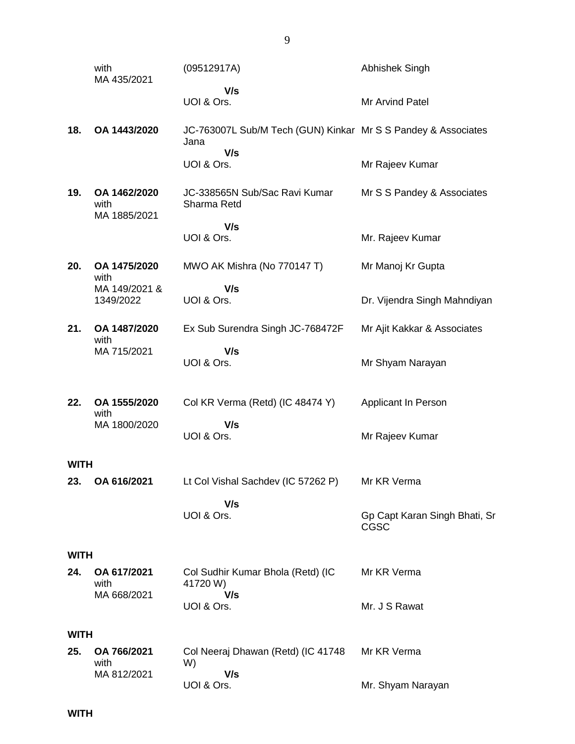| | | | |
|---|---|---|---|
| | with MA 435/2021 | (09512917A)<br>**V/s**<br>UOI & Ors. | Abhishek Singh<br><br>Mr Arvind Patel |
| **18.** | **OA 1443/2020** | JC-763007L Sub/M Tech (GUN) Kinkar Jana<br>**V/s**<br>UOI & Ors. | Mr S S Pandey & Associates<br><br>Mr Rajeev Kumar |
| **19.** | **OA 1462/2020** with MA 1885/2021 | JC-338565N Sub/Sac Ravi Kumar Sharma Retd<br>**V/s**<br>UOI & Ors. | Mr S S Pandey & Associates<br><br>Mr. Rajeev Kumar |
| **20.** | **OA 1475/2020** with MA 149/2021 & 1349/2022 | MWO AK Mishra (No 770147 T)<br>**V/s**<br>UOI & Ors. | Mr Manoj Kr Gupta<br><br>Dr. Vijendra Singh Mahndiyan |
| **21.** | **OA 1487/2020** with MA 715/2021 | Ex Sub Surendra Singh JC-768472F<br>**V/s**<br>UOI & Ors. | Mr Ajit Kakkar & Associates<br><br>Mr Shyam Narayan |
| **22.** | **OA 1555/2020** with MA 1800/2020 | Col KR Verma (Retd) (IC 48474 Y)<br>**V/s**<br>UOI & Ors. | Applicant In Person<br><br>Mr Rajeev Kumar |

**WITH**

| | | | |
|---|---|---|---|
| **23.** | **OA 616/2021** | Lt Col Vishal Sachdev (IC 57262 P)<br>**V/s**<br>UOI & Ors. | Mr KR Verma<br><br>Gp Capt Karan Singh Bhati, Sr CGSC |

**WITH**

| | | | |
|---|---|---|---|
| **24.** | **OA 617/2021** with MA 668/2021 | Col Sudhir Kumar Bhola (Retd) (IC 41720 W)<br>**V/s**<br>UOI & Ors. | Mr KR Verma<br><br>Mr. J S Rawat |

**WITH**

| | | | |
|---|---|---|---|
| **25.** | **OA 766/2021** with MA 812/2021 | Col Neeraj Dhawan (Retd) (IC 41748 W)<br>**V/s**<br>UOI & Ors. | Mr KR Verma<br><br>Mr. Shyam Narayan |

**WITH**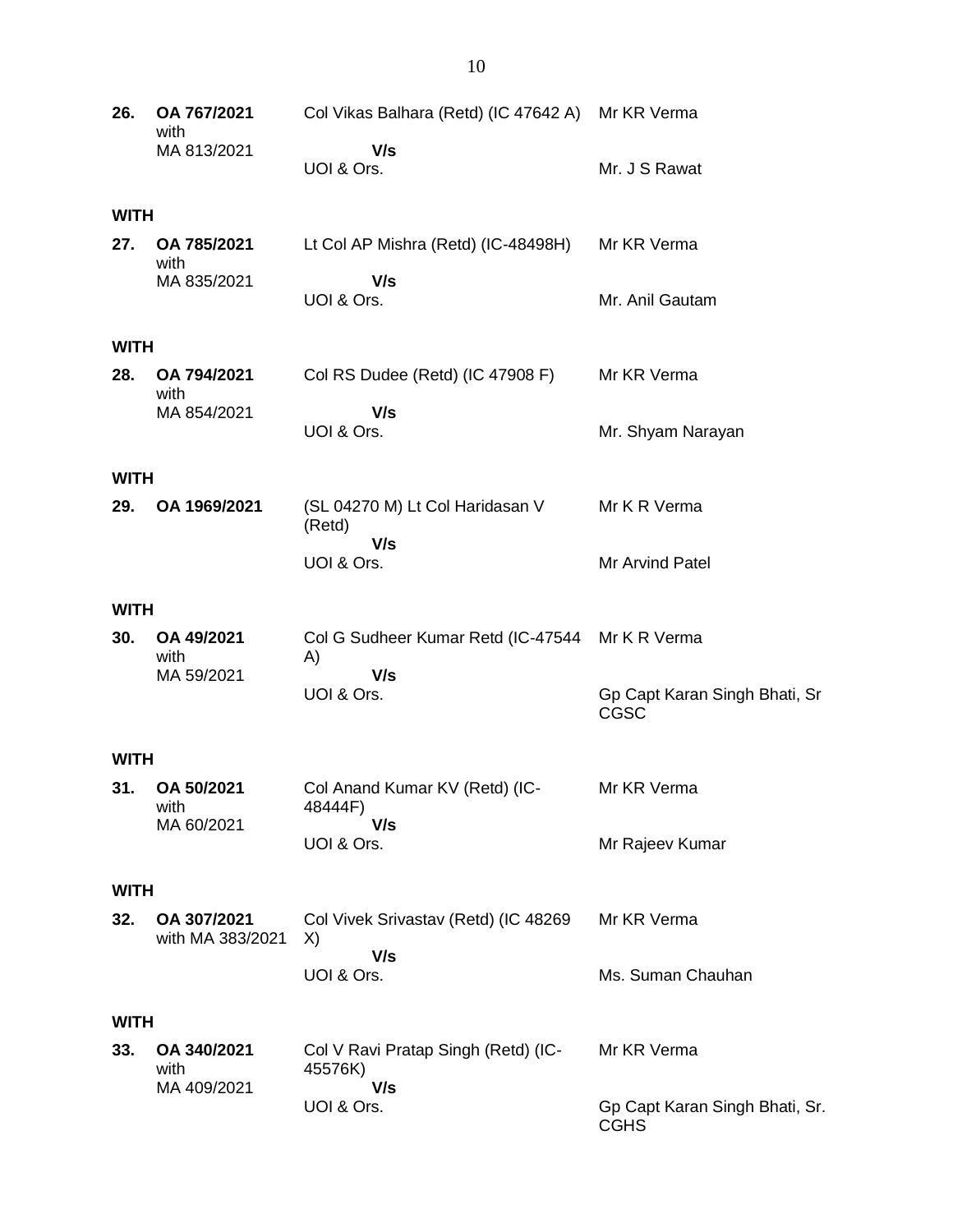| | | | |
|---|---|---|---|
| **26.** | **OA 767/2021** with MA 813/2021 | Col Vikas Balhara (Retd) (IC 47642 A)<br>**V/s**<br>UOI & Ors. | Mr KR Verma<br><br>Mr. J S Rawat |

**WITH**

| | | | |
|---|---|---|---|
| **27.** | **OA 785/2021** with MA 835/2021 | Lt Col AP Mishra (Retd) (IC-48498H)<br>**V/s**<br>UOI & Ors. | Mr KR Verma<br><br>Mr. Anil Gautam |

**WITH**

| | | | |
|---|---|---|---|
| **28.** | **OA 794/2021** with MA 854/2021 | Col RS Dudee (Retd) (IC 47908 F)<br>**V/s**<br>UOI & Ors. | Mr KR Verma<br><br>Mr. Shyam Narayan |

**WITH**

| | | | |
|---|---|---|---|
| **29.** | **OA 1969/2021** | (SL 04270 M) Lt Col Haridasan V (Retd)<br>**V/s**<br>UOI & Ors. | Mr K R Verma<br><br>Mr Arvind Patel |

**WITH**

| | | | |
|---|---|---|---|
| **30.** | **OA 49/2021** with MA 59/2021 | Col G Sudheer Kumar Retd (IC-47544 A)<br>**V/s**<br>UOI & Ors. | Mr K R Verma<br><br>Gp Capt Karan Singh Bhati, Sr CGSC |

**WITH**

| | | | |
|---|---|---|---|
| **31.** | **OA 50/2021** with MA 60/2021 | Col Anand Kumar KV (Retd) (IC-48444F)<br>**V/s**<br>UOI & Ors. | Mr KR Verma<br><br>Mr Rajeev Kumar |

**WITH**

| | | | |
|---|---|---|---|
| **32.** | **OA 307/2021** with MA 383/2021 | Col Vivek Srivastav (Retd) (IC 48269 X)<br>**V/s**<br>UOI & Ors. | Mr KR Verma<br><br>Ms. Suman Chauhan |

**WITH**

| | | | |
|---|---|---|---|
| **33.** | **OA 340/2021** with MA 409/2021 | Col V Ravi Pratap Singh (Retd) (IC-45576K)<br>**V/s**<br>UOI & Ors. | Mr KR Verma<br><br>Gp Capt Karan Singh Bhati, Sr. CGHS |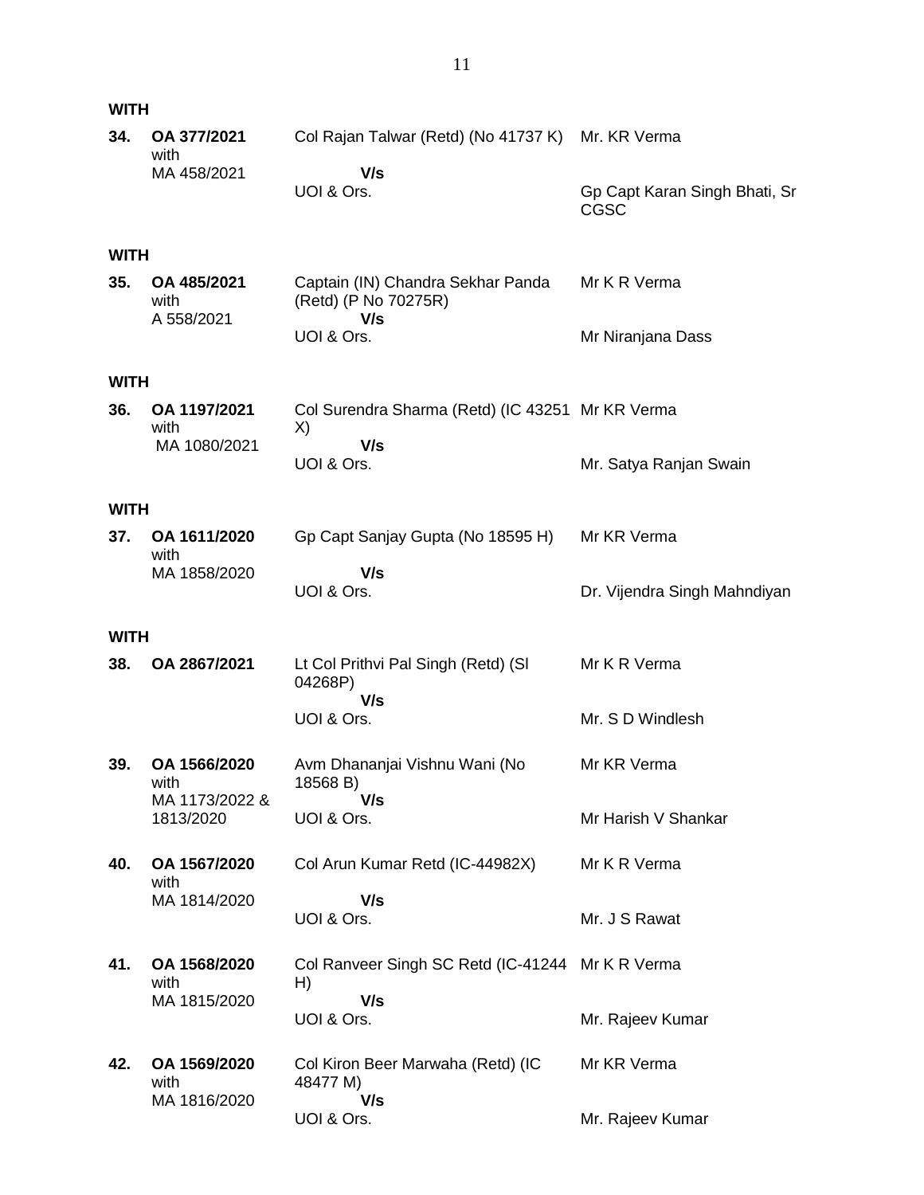**WITH**

| | | | |
|---|---|---|---|
| **34.** | **OA 377/2021** with MA 458/2021 | Col Rajan Talwar (Retd) (No 41737 K) **V/s** UOI & Ors. | Mr. KR Verma<br><br>Gp Capt Karan Singh Bhati, Sr CGSC |

**WITH**

| | | | |
|---|---|---|---|
| **35.** | **OA 485/2021** with A 558/2021 | Captain (IN) Chandra Sekhar Panda (Retd) (P No 70275R) **V/s** UOI & Ors. | Mr K R Verma<br><br>Mr Niranjana Dass |

**WITH**

| | | | |
|---|---|---|---|
| **36.** | **OA 1197/2021** with MA 1080/2021 | Col Surendra Sharma (Retd) (IC 43251 X) **V/s** UOI & Ors. | Mr KR Verma<br><br>Mr. Satya Ranjan Swain |

**WITH**

| | | | |
|---|---|---|---|
| **37.** | **OA 1611/2020** with MA 1858/2020 | Gp Capt Sanjay Gupta (No 18595 H) **V/s** UOI & Ors. | Mr KR Verma<br><br>Dr. Vijendra Singh Mahndiyan |

**WITH**

| | | | |
|---|---|---|---|
| **38.** | **OA 2867/2021** | Lt Col Prithvi Pal Singh (Retd) (Sl 04268P) **V/s** UOI & Ors. | Mr K R Verma<br><br>Mr. S D Windlesh |
| **39.** | **OA 1566/2020** with MA 1173/2022 & 1813/2020 | Avm Dhananjai Vishnu Wani (No 18568 B) **V/s** UOI & Ors. | Mr KR Verma<br><br>Mr Harish V Shankar |
| **40.** | **OA 1567/2020** with MA 1814/2020 | Col Arun Kumar Retd (IC-44982X) **V/s** UOI & Ors. | Mr K R Verma<br><br>Mr. J S Rawat |
| **41.** | **OA 1568/2020** with MA 1815/2020 | Col Ranveer Singh SC Retd (IC-41244 H) **V/s** UOI & Ors. | Mr K R Verma<br><br>Mr. Rajeev Kumar |
| **42.** | **OA 1569/2020** with MA 1816/2020 | Col Kiron Beer Marwaha (Retd) (IC 48477 M) **V/s** UOI & Ors. | Mr KR Verma<br><br>Mr. Rajeev Kumar |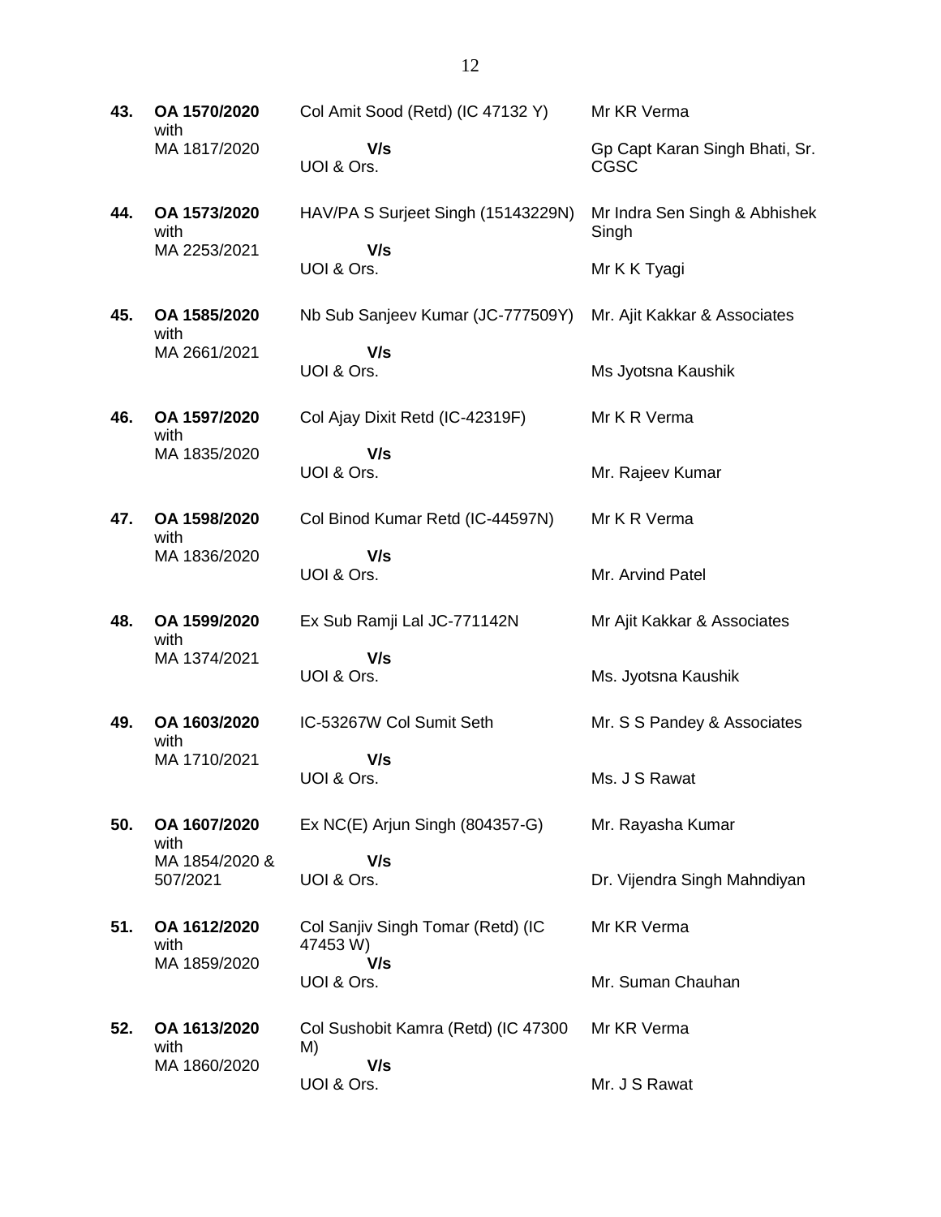| | | | |
|---|---|---|---|
| **43.** | **OA 1570/2020** with MA 1817/2020 | Col Amit Sood (Retd) (IC 47132 Y) **V/s** UOI & Ors. | Mr KR Verma<br><br>Gp Capt Karan Singh Bhati, Sr. CGSC |
| **44.** | **OA 1573/2020** with MA 2253/2021 | HAV/PA S Surjeet Singh (15143229N) **V/s** UOI & Ors. | Mr Indra Sen Singh & Abhishek Singh<br><br>Mr K K Tyagi |
| **45.** | **OA 1585/2020** with MA 2661/2021 | Nb Sub Sanjeev Kumar (JC-777509Y) **V/s** UOI & Ors. | Mr. Ajit Kakkar & Associates<br><br>Ms Jyotsna Kaushik |
| **46.** | **OA 1597/2020** with MA 1835/2020 | Col Ajay Dixit Retd (IC-42319F) **V/s** UOI & Ors. | Mr K R Verma<br><br>Mr. Rajeev Kumar |
| **47.** | **OA 1598/2020** with MA 1836/2020 | Col Binod Kumar Retd (IC-44597N) **V/s** UOI & Ors. | Mr K R Verma<br><br>Mr. Arvind Patel |
| **48.** | **OA 1599/2020** with MA 1374/2021 | Ex Sub Ramji Lal JC-771142N **V/s** UOI & Ors. | Mr Ajit Kakkar & Associates<br><br>Ms. Jyotsna Kaushik |
| **49.** | **OA 1603/2020** with MA 1710/2021 | IC-53267W Col Sumit Seth **V/s** UOI & Ors. | Mr. S S Pandey & Associates<br><br>Ms. J S Rawat |
| **50.** | **OA 1607/2020** with MA 1854/2020 & 507/2021 | Ex NC(E) Arjun Singh (804357-G) **V/s** UOI & Ors. | Mr. Rayasha Kumar<br><br>Dr. Vijendra Singh Mahndiyan |
| **51.** | **OA 1612/2020** with MA 1859/2020 | Col Sanjiv Singh Tomar (Retd) (IC 47453 W) **V/s** UOI & Ors. | Mr KR Verma<br><br>Mr. Suman Chauhan |
| **52.** | **OA 1613/2020** with MA 1860/2020 | Col Sushobit Kamra (Retd) (IC 47300 M) **V/s** UOI & Ors. | Mr KR Verma<br><br>Mr. J S Rawat |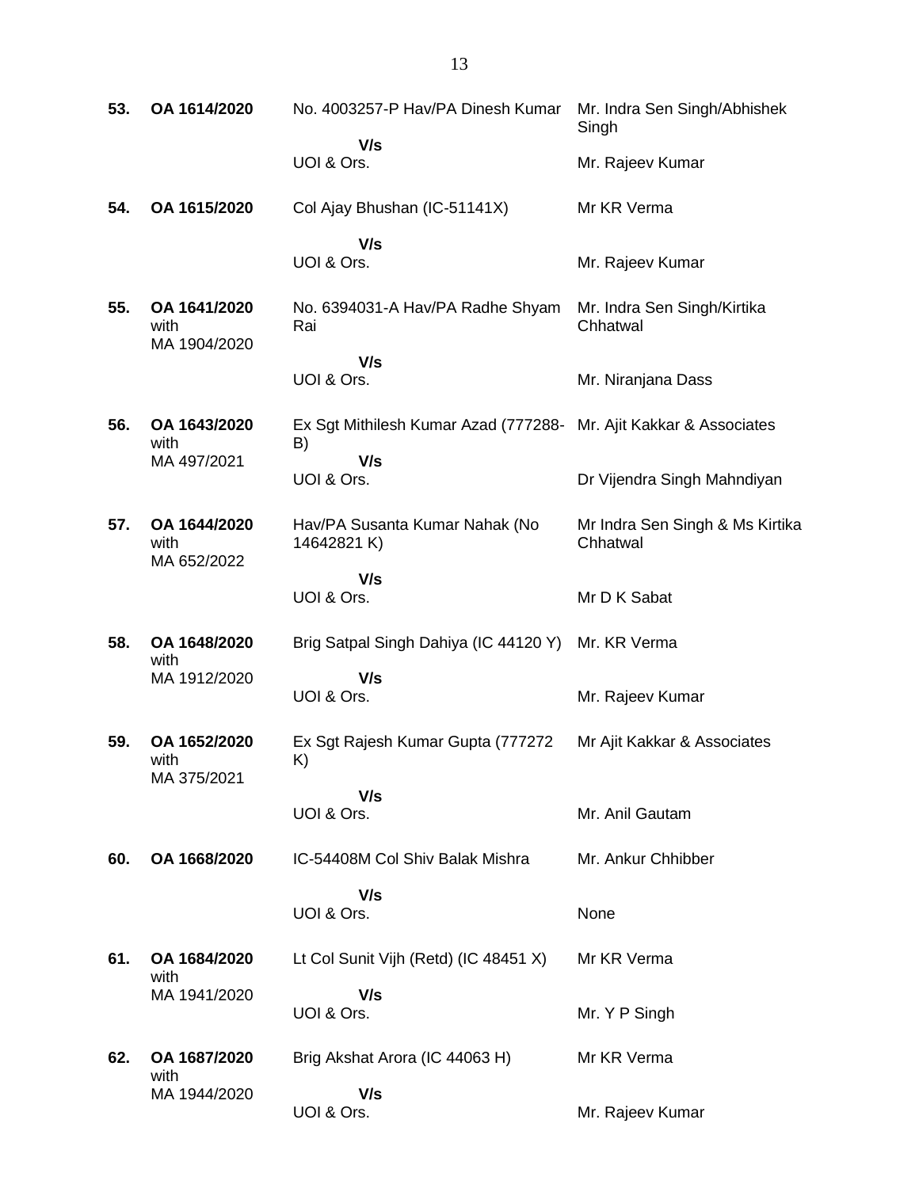| | | | |
|---|---|---|---|
| **53.** | **OA 1614/2020** | No. 4003257-P Hav/PA Dinesh Kumar<br>**V/s**<br>UOI & Ors. | Mr. Indra Sen Singh/Abhishek Singh<br><br>Mr. Rajeev Kumar |
| **54.** | **OA 1615/2020** | Col Ajay Bhushan (IC-51141X)<br>**V/s**<br>UOI & Ors. | Mr KR Verma<br><br>Mr. Rajeev Kumar |
| **55.** | **OA 1641/2020** with MA 1904/2020 | No. 6394031-A Hav/PA Radhe Shyam Rai<br>**V/s**<br>UOI & Ors. | Mr. Indra Sen Singh/Kirtika Chhatwal<br><br>Mr. Niranjana Dass |
| **56.** | **OA 1643/2020** with MA 497/2021 | Ex Sgt Mithilesh Kumar Azad (777288-B)<br>**V/s**<br>UOI & Ors. | Mr. Ajit Kakkar & Associates<br><br>Dr Vijendra Singh Mahndiyan |
| **57.** | **OA 1644/2020** with MA 652/2022 | Hav/PA Susanta Kumar Nahak (No 14642821 K)<br>**V/s**<br>UOI & Ors. | Mr Indra Sen Singh & Ms Kirtika Chhatwal<br><br>Mr D K Sabat |
| **58.** | **OA 1648/2020** with MA 1912/2020 | Brig Satpal Singh Dahiya (IC 44120 Y)<br>**V/s**<br>UOI & Ors. | Mr. KR Verma<br><br>Mr. Rajeev Kumar |
| **59.** | **OA 1652/2020** with MA 375/2021 | Ex Sgt Rajesh Kumar Gupta (777272 K)<br>**V/s**<br>UOI & Ors. | Mr Ajit Kakkar & Associates<br><br>Mr. Anil Gautam |
| **60.** | **OA 1668/2020** | IC-54408M Col Shiv Balak Mishra<br>**V/s**<br>UOI & Ors. | Mr. Ankur Chhibber<br><br>None |
| **61.** | **OA 1684/2020** with MA 1941/2020 | Lt Col Sunit Vijh (Retd) (IC 48451 X)<br>**V/s**<br>UOI & Ors. | Mr KR Verma<br><br>Mr. Y P Singh |
| **62.** | **OA 1687/2020** with MA 1944/2020 | Brig Akshat Arora (IC 44063 H)<br>**V/s**<br>UOI & Ors. | Mr KR Verma<br><br>Mr. Rajeev Kumar |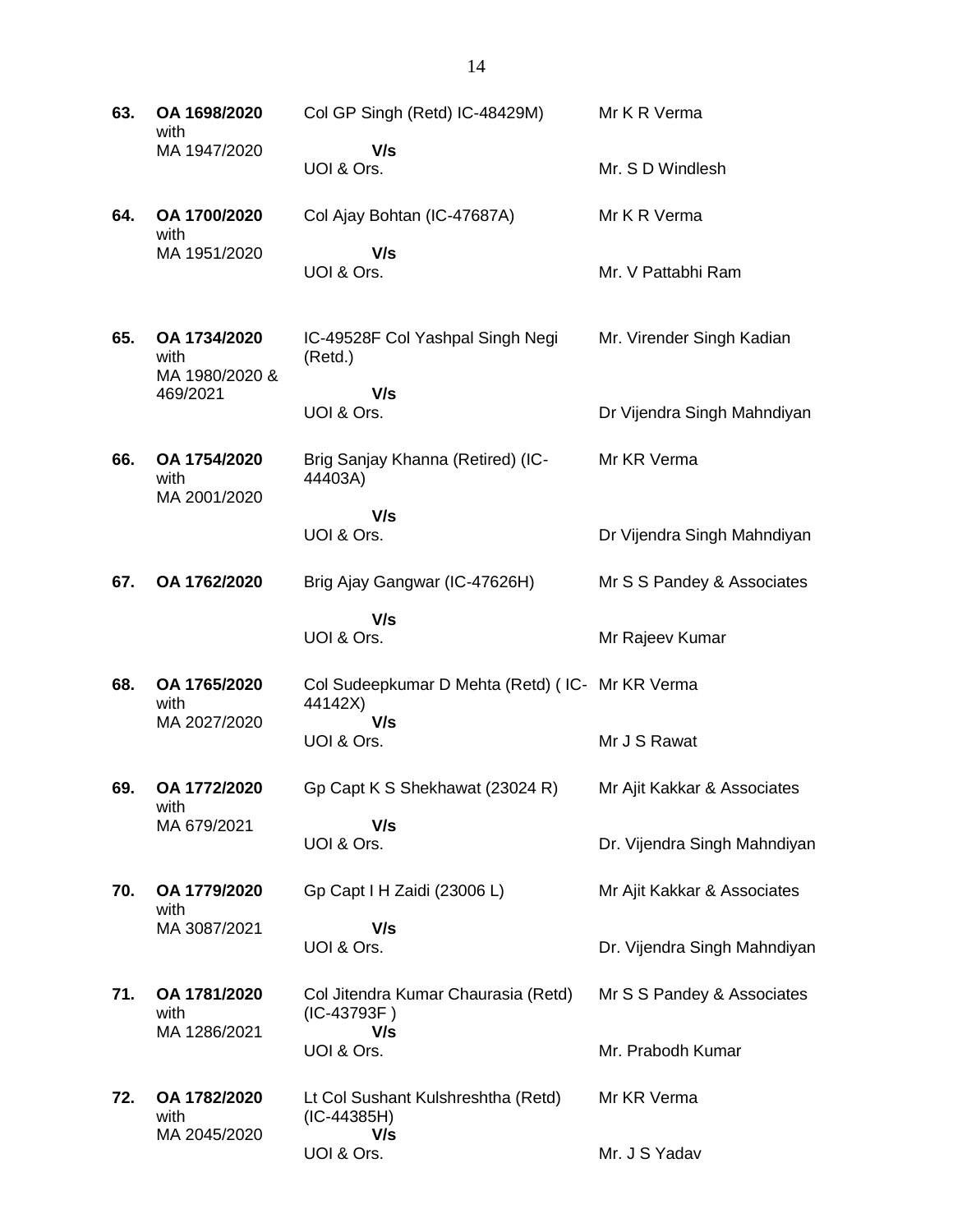| | | | |
|---|---|---|---|
| **63.** | **OA 1698/2020** with MA 1947/2020 | Col GP Singh (Retd) IC-48429M<br>**V/s**<br>UOI & Ors. | Mr K R Verma<br><br>Mr. S D Windlesh |
| **64.** | **OA 1700/2020** with MA 1951/2020 | Col Ajay Bohtan (IC-47687A)<br>**V/s**<br>UOI & Ors. | Mr K R Verma<br><br>Mr. V Pattabhi Ram |
| **65.** | **OA 1734/2020** with MA 1980/2020 & 469/2021 | IC-49528F Col Yashpal Singh Negi (Retd.)<br>**V/s**<br>UOI & Ors. | Mr. Virender Singh Kadian<br><br>Dr Vijendra Singh Mahndiyan |
| **66.** | **OA 1754/2020** with MA 2001/2020 | Brig Sanjay Khanna (Retired) (IC-44403A)<br>**V/s**<br>UOI & Ors. | Mr KR Verma<br><br>Dr Vijendra Singh Mahndiyan |
| **67.** | **OA 1762/2020** | Brig Ajay Gangwar (IC-47626H)<br>**V/s**<br>UOI & Ors. | Mr S S Pandey & Associates<br><br>Mr Rajeev Kumar |
| **68.** | **OA 1765/2020** with MA 2027/2020 | Col Sudeepkumar D Mehta (Retd) ( IC-44142X)<br>**V/s**<br>UOI & Ors. | Mr KR Verma<br><br>Mr J S Rawat |
| **69.** | **OA 1772/2020** with MA 679/2021 | Gp Capt K S Shekhawat (23024 R)<br>**V/s**<br>UOI & Ors. | Mr Ajit Kakkar & Associates<br><br>Dr. Vijendra Singh Mahndiyan |
| **70.** | **OA 1779/2020** with MA 3087/2021 | Gp Capt I H Zaidi (23006 L)<br>**V/s**<br>UOI & Ors. | Mr Ajit Kakkar & Associates<br><br>Dr. Vijendra Singh Mahndiyan |
| **71.** | **OA 1781/2020** with MA 1286/2021 | Col Jitendra Kumar Chaurasia (Retd) (IC-43793F )<br>**V/s**<br>UOI & Ors. | Mr S S Pandey & Associates<br><br>Mr. Prabodh Kumar |
| **72.** | **OA 1782/2020** with MA 2045/2020 | Lt Col Sushant Kulshreshtha (Retd) (IC-44385H)<br>**V/s**<br>UOI & Ors. | Mr KR Verma<br><br>Mr. J S Yadav |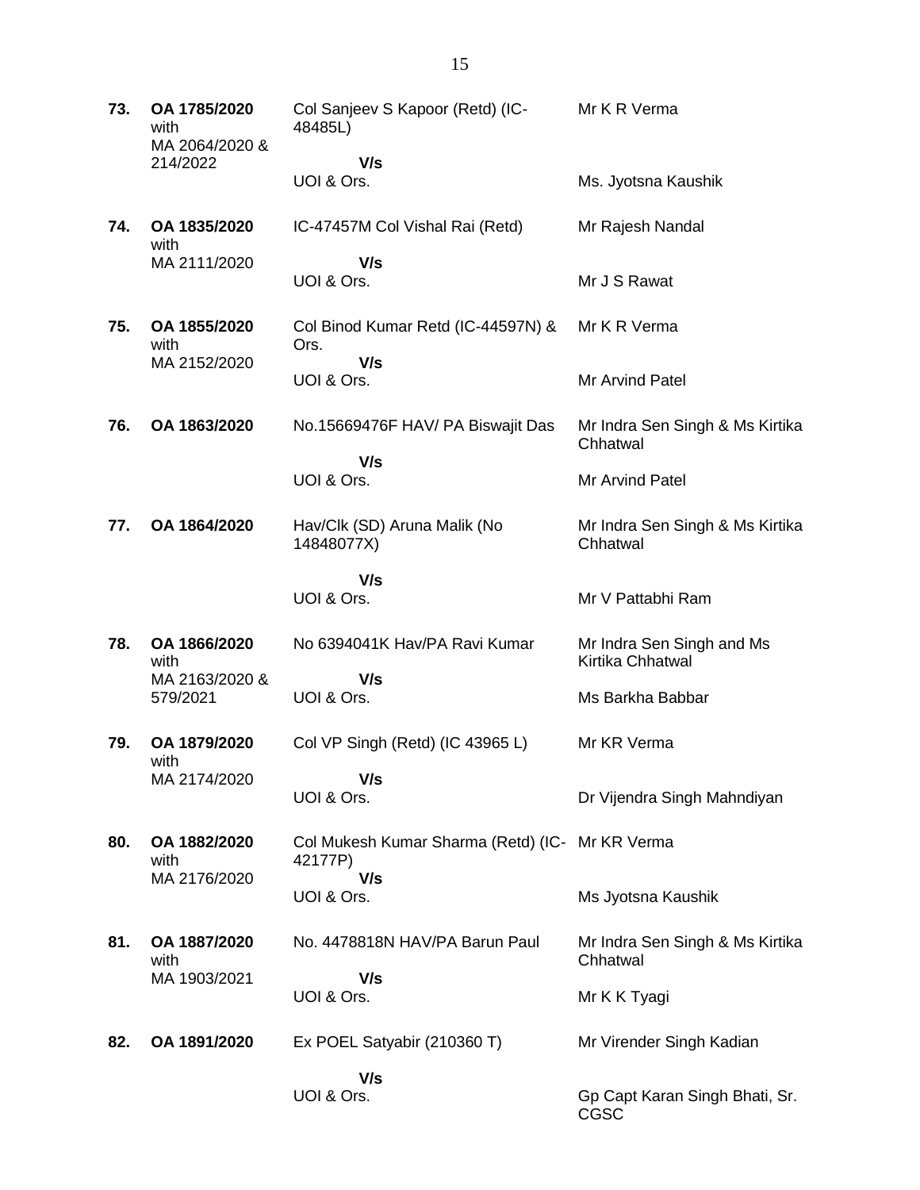| | | | |
|---|---|---|---|
| **73.** | **OA 1785/2020** with MA 2064/2020 & 214/2022 | Col Sanjeev S Kapoor (Retd) (IC-48485L) **V/s** UOI & Ors. | Mr K R Verma<br><br>Ms. Jyotsna Kaushik |
| **74.** | **OA 1835/2020** with MA 2111/2020 | IC-47457M Col Vishal Rai (Retd) **V/s** UOI & Ors. | Mr Rajesh Nandal<br><br>Mr J S Rawat |
| **75.** | **OA 1855/2020** with MA 2152/2020 | Col Binod Kumar Retd (IC-44597N) & Ors. **V/s** UOI & Ors. | Mr K R Verma<br><br>Mr Arvind Patel |
| **76.** | **OA 1863/2020** | No.15669476F HAV/ PA Biswajit Das **V/s** UOI & Ors. | Mr Indra Sen Singh & Ms Kirtika Chhatwal<br><br>Mr Arvind Patel |
| **77.** | **OA 1864/2020** | Hav/Clk (SD) Aruna Malik (No 14848077X) **V/s** UOI & Ors. | Mr Indra Sen Singh & Ms Kirtika Chhatwal<br><br>Mr V Pattabhi Ram |
| **78.** | **OA 1866/2020** with MA 2163/2020 & 579/2021 | No 6394041K Hav/PA Ravi Kumar **V/s** UOI & Ors. | Mr Indra Sen Singh and Ms Kirtika Chhatwal<br><br>Ms Barkha Babbar |
| **79.** | **OA 1879/2020** with MA 2174/2020 | Col VP Singh (Retd) (IC 43965 L) **V/s** UOI & Ors. | Mr KR Verma<br><br>Dr Vijendra Singh Mahndiyan |
| **80.** | **OA 1882/2020** with MA 2176/2020 | Col Mukesh Kumar Sharma (Retd) (IC-42177P) **V/s** UOI & Ors. | Mr KR Verma<br><br>Ms Jyotsna Kaushik |
| **81.** | **OA 1887/2020** with MA 1903/2021 | No. 4478818N HAV/PA Barun Paul **V/s** UOI & Ors. | Mr Indra Sen Singh & Ms Kirtika Chhatwal<br><br>Mr K K Tyagi |
| **82.** | **OA 1891/2020** | Ex POEL Satyabir (210360 T) **V/s** UOI & Ors. | Mr Virender Singh Kadian<br><br>Gp Capt Karan Singh Bhati, Sr. CGSC |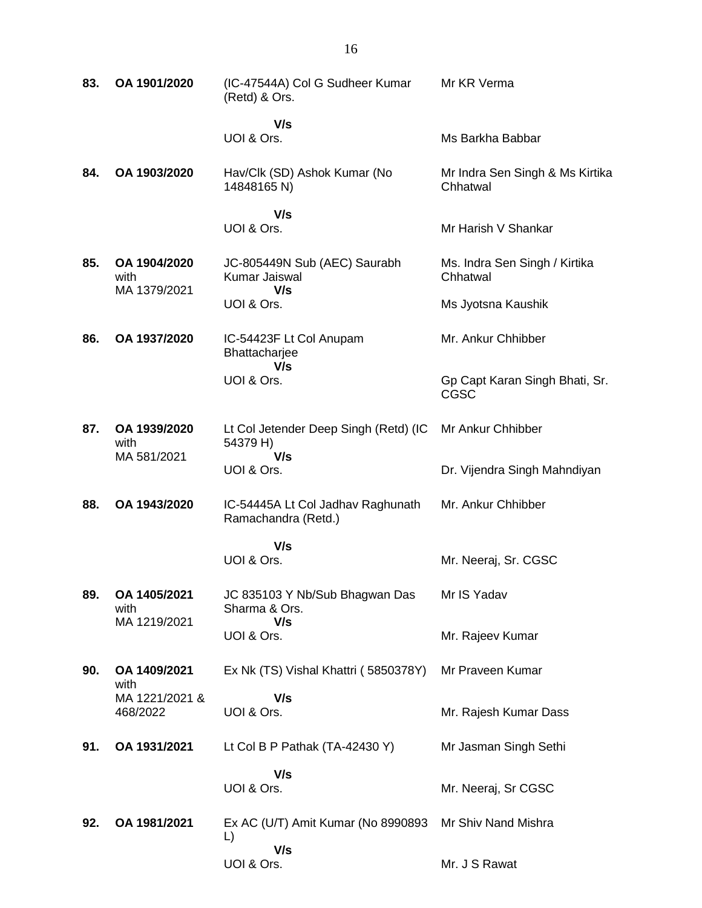| | | | |
|---|---|---|---|
| **83.** | **OA 1901/2020** | (IC-47544A) Col G Sudheer Kumar (Retd) & Ors.<br>**V/s**<br>UOI & Ors. | Mr KR Verma<br><br>Ms Barkha Babbar |
| **84.** | **OA 1903/2020** | Hav/Clk (SD) Ashok Kumar (No 14848165 N)<br>**V/s**<br>UOI & Ors. | Mr Indra Sen Singh & Ms Kirtika Chhatwal<br><br>Mr Harish V Shankar |
| **85.** | **OA 1904/2020** with MA 1379/2021 | JC-805449N Sub (AEC) Saurabh Kumar Jaiswal<br>**V/s**<br>UOI & Ors. | Ms. Indra Sen Singh / Kirtika Chhatwal<br><br>Ms Jyotsna Kaushik |
| **86.** | **OA 1937/2020** | IC-54423F Lt Col Anupam Bhattacharjee<br>**V/s**<br>UOI & Ors. | Mr. Ankur Chhibber<br><br>Gp Capt Karan Singh Bhati, Sr. CGSC |
| **87.** | **OA 1939/2020** with MA 581/2021 | Lt Col Jetender Deep Singh (Retd) (IC 54379 H)<br>**V/s**<br>UOI & Ors. | Mr Ankur Chhibber<br><br>Dr. Vijendra Singh Mahndiyan |
| **88.** | **OA 1943/2020** | IC-54445A Lt Col Jadhav Raghunath Ramachandra (Retd.)<br>**V/s**<br>UOI & Ors. | Mr. Ankur Chhibber<br><br>Mr. Neeraj, Sr. CGSC |
| **89.** | **OA 1405/2021** with MA 1219/2021 | JC 835103 Y Nb/Sub Bhagwan Das Sharma & Ors.<br>**V/s**<br>UOI & Ors. | Mr IS Yadav<br><br>Mr. Rajeev Kumar |
| **90.** | **OA 1409/2021** with MA 1221/2021 & 468/2022 | Ex Nk (TS) Vishal Khattri ( 5850378Y)<br>**V/s**<br>UOI & Ors. | Mr Praveen Kumar<br><br>Mr. Rajesh Kumar Dass |
| **91.** | **OA 1931/2021** | Lt Col B P Pathak (TA-42430 Y)<br>**V/s**<br>UOI & Ors. | Mr Jasman Singh Sethi<br><br>Mr. Neeraj, Sr CGSC |
| **92.** | **OA 1981/2021** | Ex AC (U/T) Amit Kumar (No 8990893 L)<br>**V/s**<br>UOI & Ors. | Mr Shiv Nand Mishra<br><br>Mr. J S Rawat |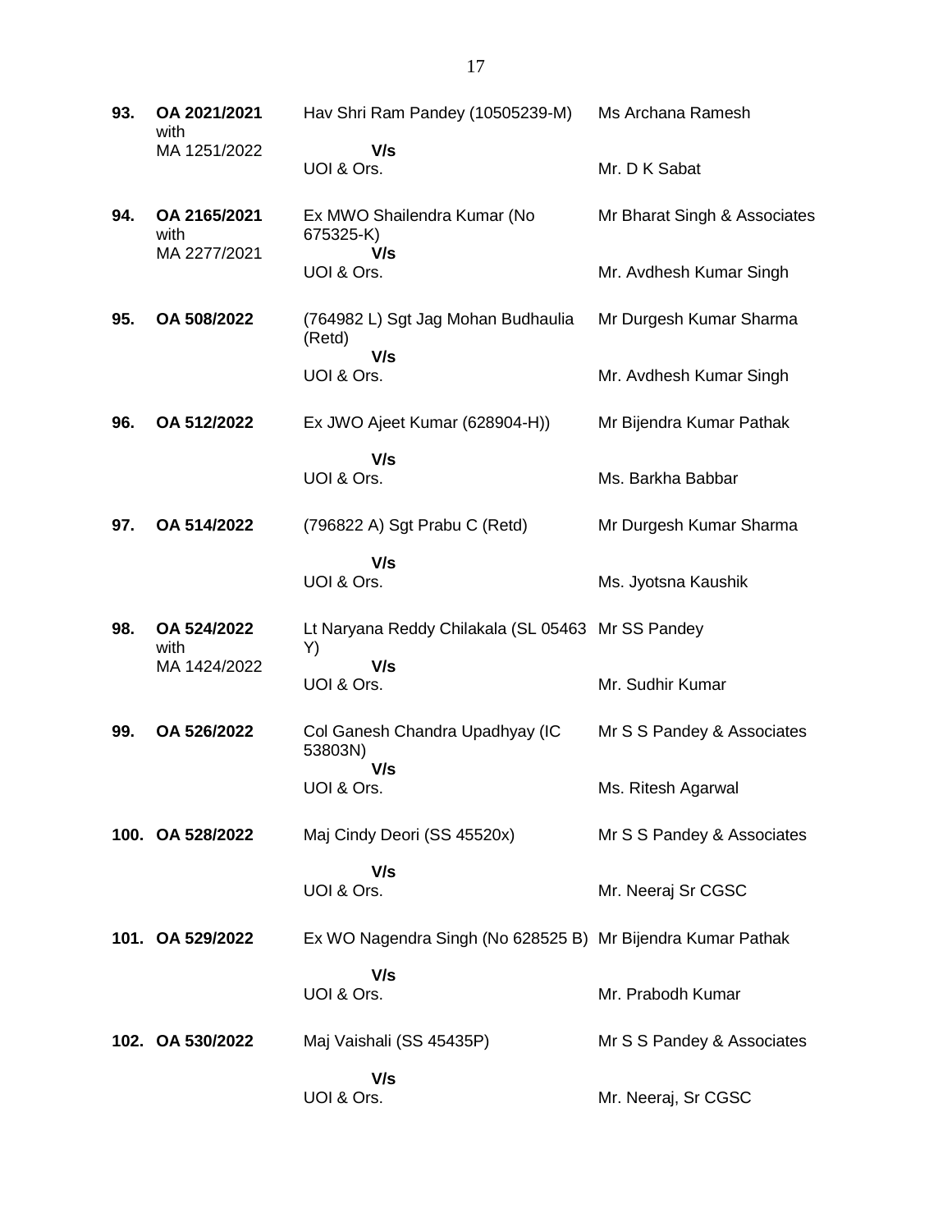| | | | |
|---|---|---|---|
| **93.** | **OA 2021/2021** with MA 1251/2022 | Hav Shri Ram Pandey (10505239-M) **V/s** UOI & Ors. | Ms Archana Ramesh<br>Mr. D K Sabat |
| **94.** | **OA 2165/2021** with MA 2277/2021 | Ex MWO Shailendra Kumar (No 675325-K) **V/s** UOI & Ors. | Mr Bharat Singh & Associates<br>Mr. Avdhesh Kumar Singh |
| **95.** | **OA 508/2022** | (764982 L) Sgt Jag Mohan Budhaulia (Retd) **V/s** UOI & Ors. | Mr Durgesh Kumar Sharma<br>Mr. Avdhesh Kumar Singh |
| **96.** | **OA 512/2022** | Ex JWO Ajeet Kumar (628904-H)) **V/s** UOI & Ors. | Mr Bijendra Kumar Pathak<br>Ms. Barkha Babbar |
| **97.** | **OA 514/2022** | (796822 A) Sgt Prabu C (Retd) **V/s** UOI & Ors. | Mr Durgesh Kumar Sharma<br>Ms. Jyotsna Kaushik |
| **98.** | **OA 524/2022** with MA 1424/2022 | Lt Naryana Reddy Chilakala (SL 05463 Y) **V/s** UOI & Ors. | Mr SS Pandey<br>Mr. Sudhir Kumar |
| **99.** | **OA 526/2022** | Col Ganesh Chandra Upadhyay (IC 53803N) **V/s** UOI & Ors. | Mr S S Pandey & Associates<br>Ms. Ritesh Agarwal |
| **100.** | **OA 528/2022** | Maj Cindy Deori (SS 45520x) **V/s** UOI & Ors. | Mr S S Pandey & Associates<br>Mr. Neeraj Sr CGSC |
| **101.** | **OA 529/2022** | Ex WO Nagendra Singh (No 628525 B) **V/s** UOI & Ors. | Mr Bijendra Kumar Pathak<br>Mr. Prabodh Kumar |
| **102.** | **OA 530/2022** | Maj Vaishali (SS 45435P) **V/s** UOI & Ors. | Mr S S Pandey & Associates<br>Mr. Neeraj, Sr CGSC |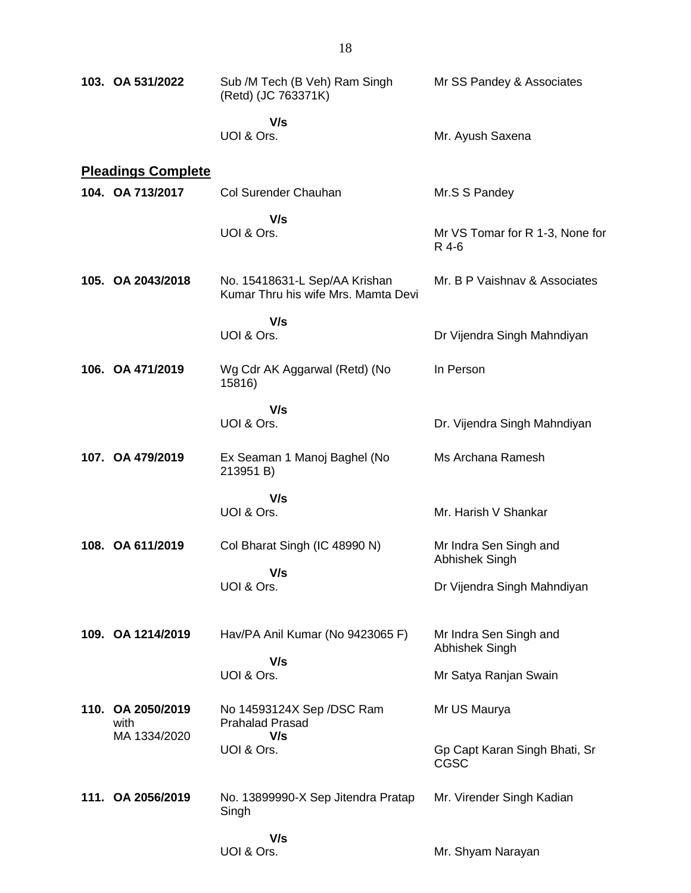| | | | |
|---|---|---|---|
| **103.** | **OA 531/2022** | Sub /M Tech (B Veh) Ram Singh (Retd) (JC 763371K) | Mr SS Pandey & Associates |
| | | **V/s** | |
| | | UOI & Ors. | Mr. Ayush Saxena |

**Pleadings Complete**

| | | | |
|---|---|---|---|
| **104.** | **OA 713/2017** | Col Surender Chauhan | Mr.S S Pandey |
| | | **V/s** | |
| | | UOI & Ors. | Mr VS Tomar for R 1-3, None for R 4-6 |
| **105.** | **OA 2043/2018** | No. 15418631-L Sep/AA Krishan Kumar Thru his wife Mrs. Mamta Devi | Mr. B P Vaishnav & Associates |
| | | **V/s** | |
| | | UOI & Ors. | Dr Vijendra Singh Mahndiyan |
| **106.** | **OA 471/2019** | Wg Cdr AK Aggarwal (Retd) (No 15816) | In Person |
| | | **V/s** | |
| | | UOI & Ors. | Dr. Vijendra Singh Mahndiyan |
| **107.** | **OA 479/2019** | Ex Seaman 1 Manoj Baghel (No 213951 B) | Ms Archana Ramesh |
| | | **V/s** | |
| | | UOI & Ors. | Mr. Harish V Shankar |
| **108.** | **OA 611/2019** | Col Bharat Singh (IC 48990 N) | Mr Indra Sen Singh and Abhishek Singh |
| | | **V/s** | |
| | | UOI & Ors. | Dr Vijendra Singh Mahndiyan |
| **109.** | **OA 1214/2019** | Hav/PA Anil Kumar (No 9423065 F) | Mr Indra Sen Singh and Abhishek Singh |
| | | **V/s** | |
| | | UOI & Ors. | Mr Satya Ranjan Swain |
| **110.** | **OA 2050/2019** with MA 1334/2020 | No 14593124X Sep /DSC Ram Prahalad Prasad | Mr US Maurya |
| | | **V/s** | |
| | | UOI & Ors. | Gp Capt Karan Singh Bhati, Sr CGSC |
| **111.** | **OA 2056/2019** | No. 13899990-X Sep Jitendra Pratap Singh | Mr. Virender Singh Kadian |
| | | **V/s** | |
| | | UOI & Ors. | Mr. Shyam Narayan |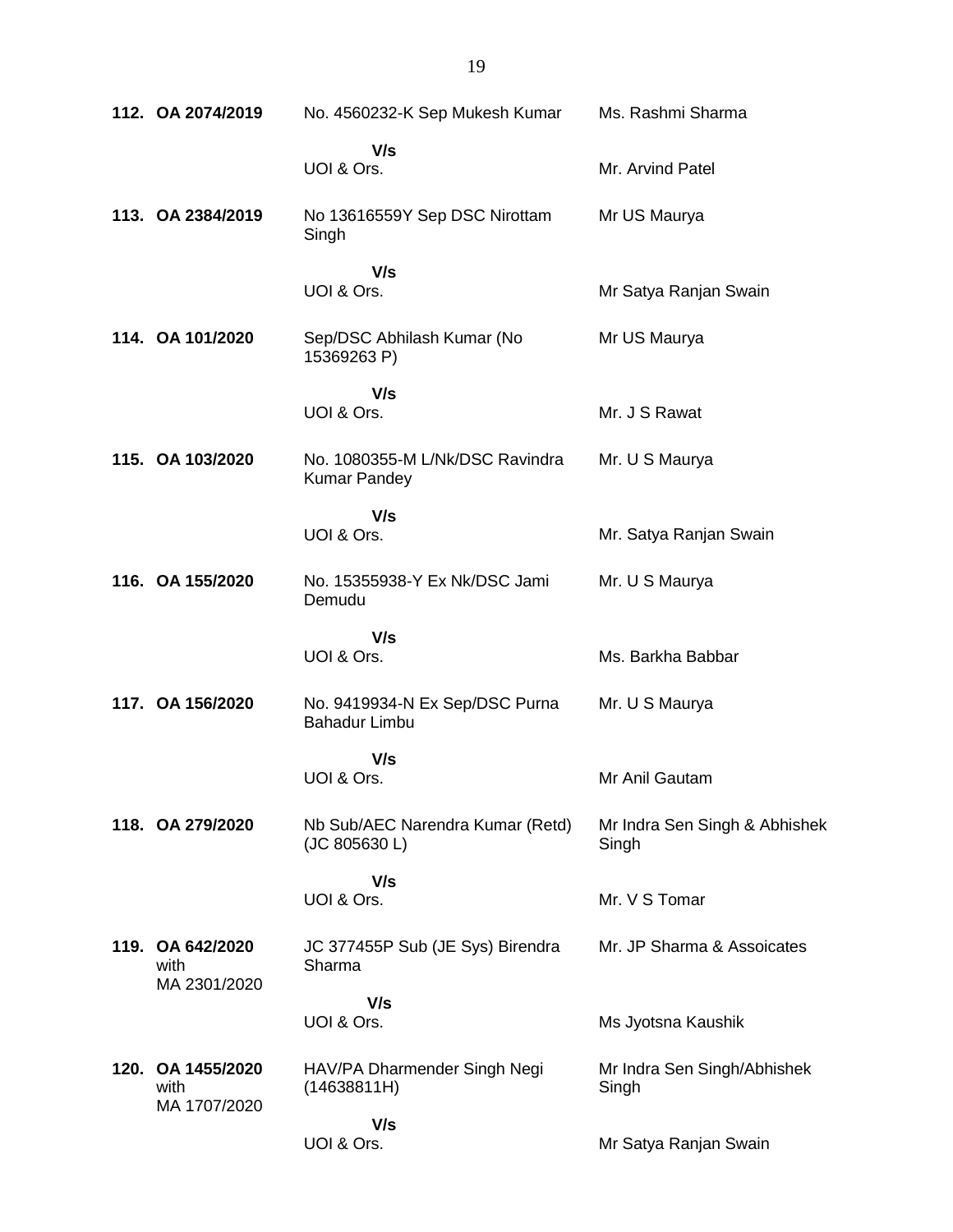| | | | |
|---|---|---|---|
| **112.** | **OA 2074/2019** | No. 4560232-K Sep Mukesh Kumar | Ms. Rashmi Sharma |
| | | **V/s** UOI & Ors. | Mr. Arvind Patel |
| **113.** | **OA 2384/2019** | No 13616559Y Sep DSC Nirottam Singh | Mr US Maurya |
| | | **V/s** UOI & Ors. | Mr Satya Ranjan Swain |
| **114.** | **OA 101/2020** | Sep/DSC Abhilash Kumar (No 15369263 P) | Mr US Maurya |
| | | **V/s** UOI & Ors. | Mr. J S Rawat |
| **115.** | **OA 103/2020** | No. 1080355-M L/Nk/DSC Ravindra Kumar Pandey | Mr. U S Maurya |
| | | **V/s** UOI & Ors. | Mr. Satya Ranjan Swain |
| **116.** | **OA 155/2020** | No. 15355938-Y Ex Nk/DSC Jami Demudu | Mr. U S Maurya |
| | | **V/s** UOI & Ors. | Ms. Barkha Babbar |
| **117.** | **OA 156/2020** | No. 9419934-N Ex Sep/DSC Purna Bahadur Limbu | Mr. U S Maurya |
| | | **V/s** UOI & Ors. | Mr Anil Gautam |
| **118.** | **OA 279/2020** | Nb Sub/AEC Narendra Kumar (Retd) (JC 805630 L) | Mr Indra Sen Singh & Abhishek Singh |
| | | **V/s** UOI & Ors. | Mr. V S Tomar |
| **119.** | **OA 642/2020** with MA 2301/2020 | JC 377455P Sub (JE Sys) Birendra Sharma | Mr. JP Sharma & Assoicates |
| | | **V/s** UOI & Ors. | Ms Jyotsna Kaushik |
| **120.** | **OA 1455/2020** with MA 1707/2020 | HAV/PA Dharmender Singh Negi (14638811H) | Mr Indra Sen Singh/Abhishek Singh |
| | | **V/s** UOI & Ors. | Mr Satya Ranjan Swain |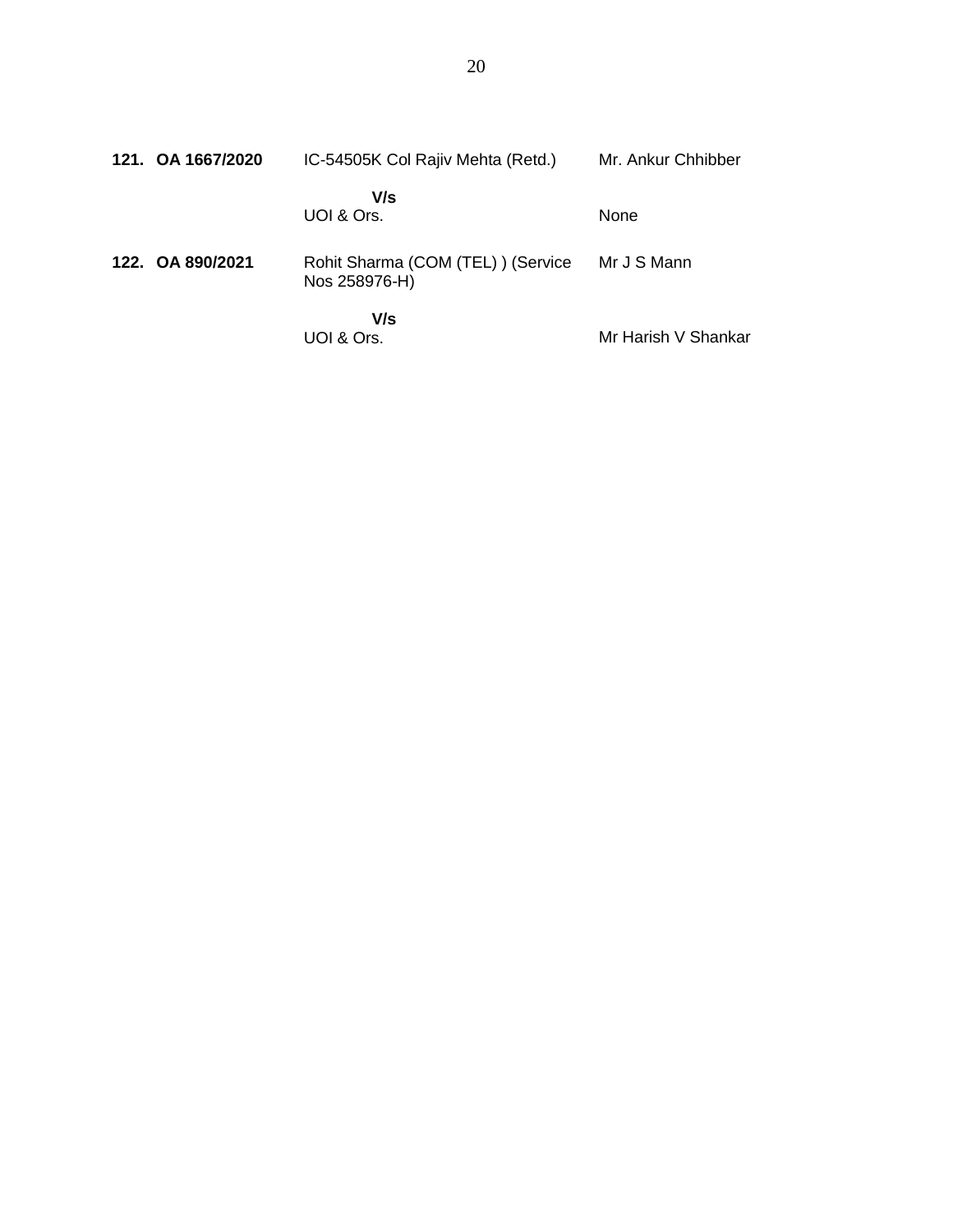| | | | |
|---|---|---|---|
| **121.** | **OA 1667/2020** | IC-54505K Col Rajiv Mehta (Retd.) | Mr. Ankur Chhibber |
| | | **V/s** | |
| | | UOI & Ors. | None |
| **122.** | **OA 890/2021** | Rohit Sharma (COM (TEL) ) (Service Nos 258976-H) | Mr J S Mann |
| | | **V/s** | |
| | | UOI & Ors. | Mr Harish V Shankar |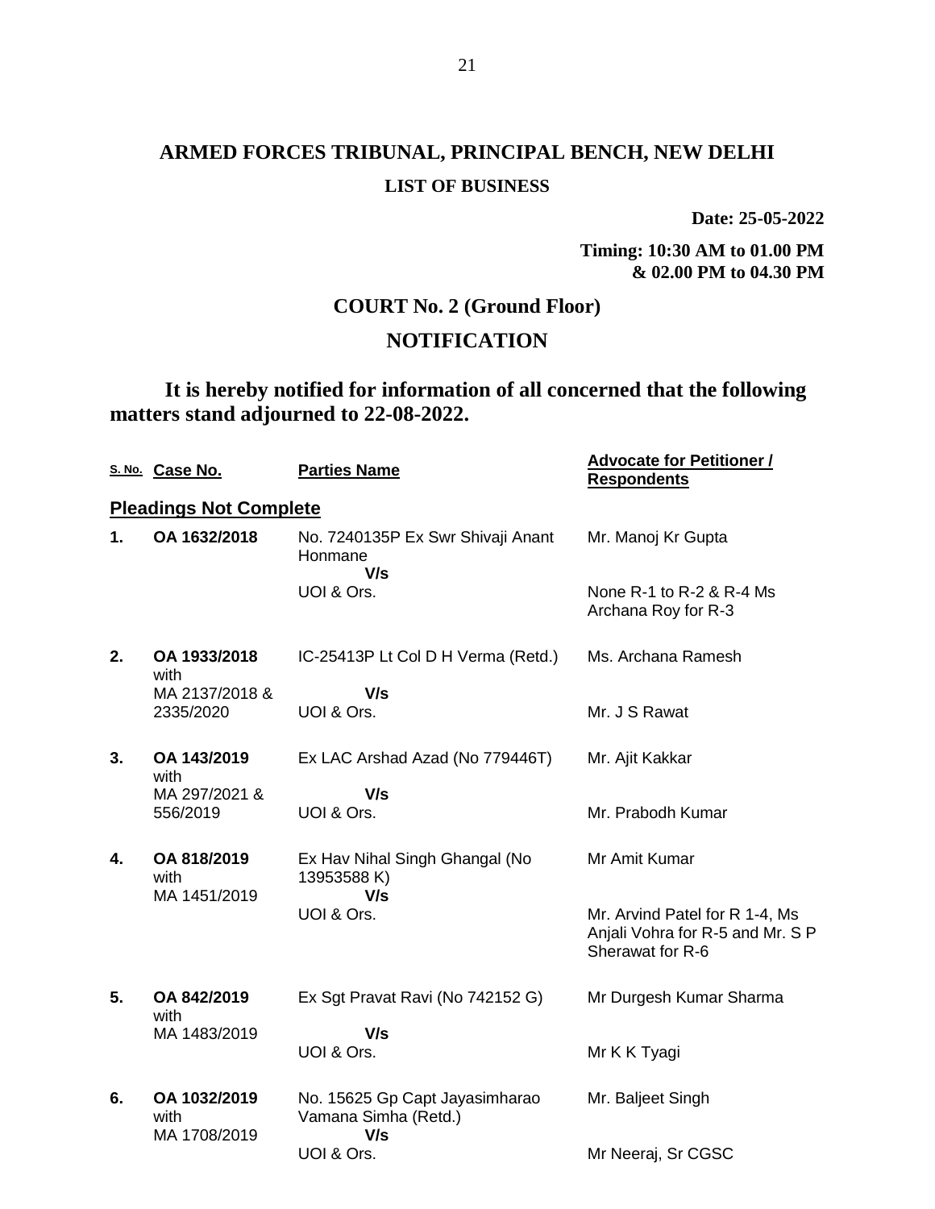# ARMED FORCES TRIBUNAL, PRINCIPAL BENCH, NEW DELHI

### LIST OF BUSINESS

**Date: 25-05-2022**

**Timing: 10:30 AM to 01.00 PM & 02.00 PM to 04.30 PM**

## COURT No. 2 (Ground Floor)

## NOTIFICATION

**It is hereby notified for information of all concerned that the following matters stand adjourned to 22-08-2022.**

| S. No. | Case No. | Parties Name | Advocate for Petitioner / Respondents |
|---|---|---|---|
| **Pleadings Not Complete** | | | |
| **1.** | **OA 1632/2018** | No. 7240135P Ex Swr Shivaji Anant Honmane<br>**V/s**<br>UOI & Ors. | Mr. Manoj Kr Gupta<br><br>None R-1 to R-2 & R-4 Ms Archana Roy for R-3 |
| **2.** | **OA 1933/2018** with MA 2137/2018 & 2335/2020 | IC-25413P Lt Col D H Verma (Retd.)<br>**V/s**<br>UOI & Ors. | Ms. Archana Ramesh<br><br>Mr. J S Rawat |
| **3.** | **OA 143/2019** with MA 297/2021 & 556/2019 | Ex LAC Arshad Azad (No 779446T)<br>**V/s**<br>UOI & Ors. | Mr. Ajit Kakkar<br><br>Mr. Prabodh Kumar |
| **4.** | **OA 818/2019** with MA 1451/2019 | Ex Hav Nihal Singh Ghangal (No 13953588 K)<br>**V/s**<br>UOI & Ors. | Mr Amit Kumar<br><br>Mr. Arvind Patel for R 1-4, Ms Anjali Vohra for R-5 and Mr. S P Sherawat for R-6 |
| **5.** | **OA 842/2019** with MA 1483/2019 | Ex Sgt Pravat Ravi (No 742152 G)<br>**V/s**<br>UOI & Ors. | Mr Durgesh Kumar Sharma<br><br>Mr K K Tyagi |
| **6.** | **OA 1032/2019** with MA 1708/2019 | No. 15625 Gp Capt Jayasimharao Vamana Simha (Retd.)<br>**V/s**<br>UOI & Ors. | Mr. Baljeet Singh<br><br>Mr Neeraj, Sr CGSC |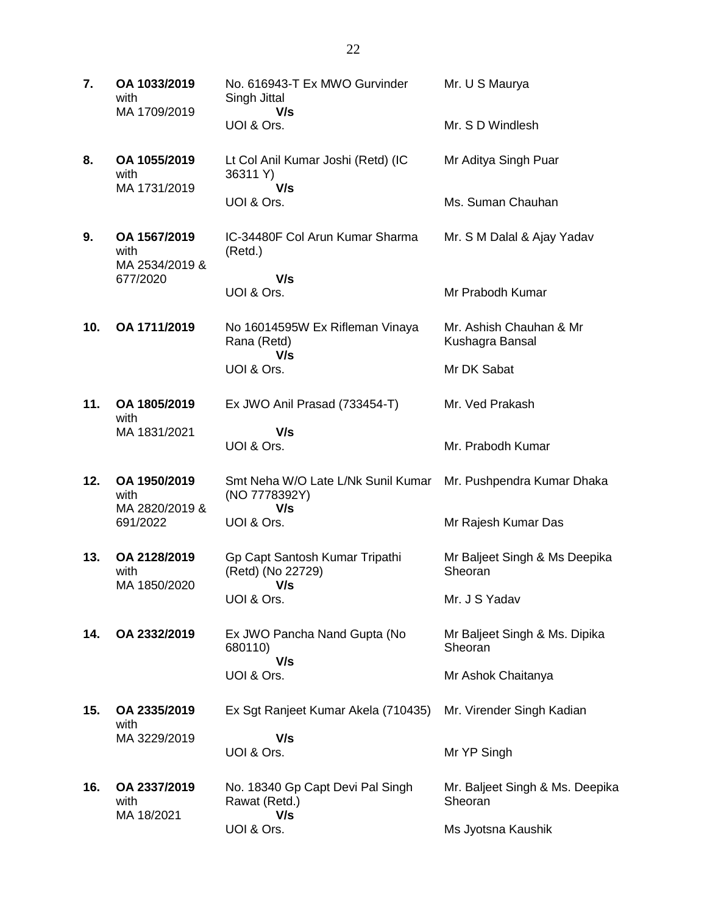| | | | |
|---|---|---|---|
| **7.** | **OA 1033/2019** with MA 1709/2019 | No. 616943-T Ex MWO Gurvinder Singh Jittal **V/s** UOI & Ors. | Mr. U S Maurya<br><br>Mr. S D Windlesh |
| **8.** | **OA 1055/2019** with MA 1731/2019 | Lt Col Anil Kumar Joshi (Retd) (IC 36311 Y) **V/s** UOI & Ors. | Mr Aditya Singh Puar<br><br>Ms. Suman Chauhan |
| **9.** | **OA 1567/2019** with MA 2534/2019 & 677/2020 | IC-34480F Col Arun Kumar Sharma (Retd.) **V/s** UOI & Ors. | Mr. S M Dalal & Ajay Yadav<br><br>Mr Prabodh Kumar |
| **10.** | **OA 1711/2019** | No 16014595W Ex Rifleman Vinaya Rana (Retd) **V/s** UOI & Ors. | Mr. Ashish Chauhan & Mr Kushagra Bansal<br><br>Mr DK Sabat |
| **11.** | **OA 1805/2019** with MA 1831/2021 | Ex JWO Anil Prasad (733454-T) **V/s** UOI & Ors. | Mr. Ved Prakash<br><br>Mr. Prabodh Kumar |
| **12.** | **OA 1950/2019** with MA 2820/2019 & 691/2022 | Smt Neha W/O Late L/Nk Sunil Kumar (NO 7778392Y) **V/s** UOI & Ors. | Mr. Pushpendra Kumar Dhaka<br><br>Mr Rajesh Kumar Das |
| **13.** | **OA 2128/2019** with MA 1850/2020 | Gp Capt Santosh Kumar Tripathi (Retd) (No 22729) **V/s** UOI & Ors. | Mr Baljeet Singh & Ms Deepika Sheoran<br><br>Mr. J S Yadav |
| **14.** | **OA 2332/2019** | Ex JWO Pancha Nand Gupta (No 680110) **V/s** UOI & Ors. | Mr Baljeet Singh & Ms. Dipika Sheoran<br><br>Mr Ashok Chaitanya |
| **15.** | **OA 2335/2019** with MA 3229/2019 | Ex Sgt Ranjeet Kumar Akela (710435) **V/s** UOI & Ors. | Mr. Virender Singh Kadian<br><br>Mr YP Singh |
| **16.** | **OA 2337/2019** with MA 18/2021 | No. 18340 Gp Capt Devi Pal Singh Rawat (Retd.) **V/s** UOI & Ors. | Mr. Baljeet Singh & Ms. Deepika Sheoran<br><br>Ms Jyotsna Kaushik |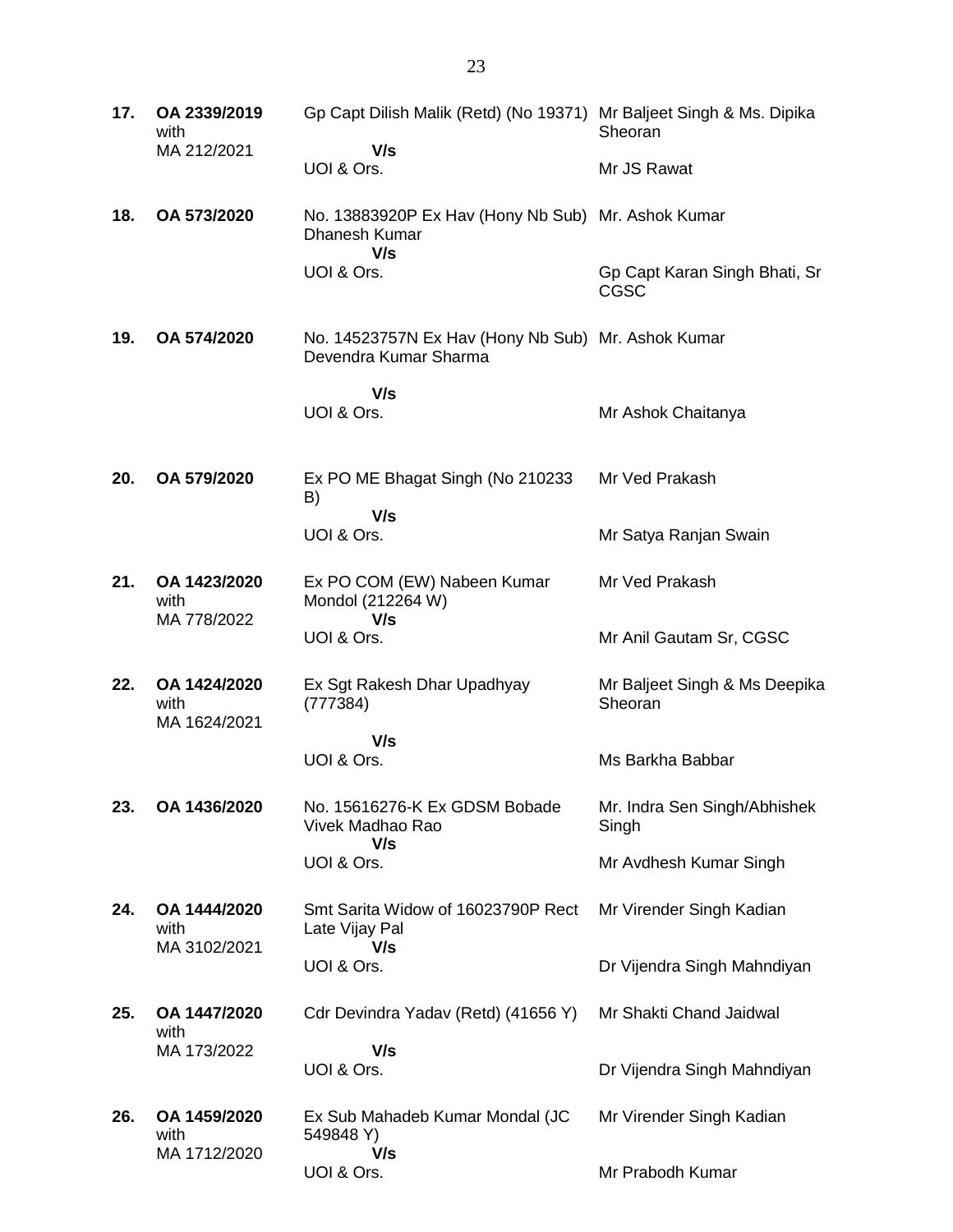| | | | |
|---|---|---|---|
| **17.** | **OA 2339/2019** with MA 212/2021 | Gp Capt Dilish Malik (Retd) (No 19371) **V/s** UOI & Ors. | Mr Baljeet Singh & Ms. Dipika Sheoran / Mr JS Rawat |
| **18.** | **OA 573/2020** | No. 13883920P Ex Hav (Hony Nb Sub) Dhanesh Kumar **V/s** UOI & Ors. | Mr. Ashok Kumar / Gp Capt Karan Singh Bhati, Sr CGSC |
| **19.** | **OA 574/2020** | No. 14523757N Ex Hav (Hony Nb Sub) Devendra Kumar Sharma **V/s** UOI & Ors. | Mr. Ashok Kumar / Mr Ashok Chaitanya |
| **20.** | **OA 579/2020** | Ex PO ME Bhagat Singh (No 210233 B) **V/s** UOI & Ors. | Mr Ved Prakash / Mr Satya Ranjan Swain |
| **21.** | **OA 1423/2020** with MA 778/2022 | Ex PO COM (EW) Nabeen Kumar Mondol (212264 W) **V/s** UOI & Ors. | Mr Ved Prakash / Mr Anil Gautam Sr, CGSC |
| **22.** | **OA 1424/2020** with MA 1624/2021 | Ex Sgt Rakesh Dhar Upadhyay (777384) **V/s** UOI & Ors. | Mr Baljeet Singh & Ms Deepika Sheoran / Ms Barkha Babbar |
| **23.** | **OA 1436/2020** | No. 15616276-K Ex GDSM Bobade Vivek Madhao Rao **V/s** UOI & Ors. | Mr. Indra Sen Singh/Abhishek Singh / Mr Avdhesh Kumar Singh |
| **24.** | **OA 1444/2020** with MA 3102/2021 | Smt Sarita Widow of 16023790P Rect Late Vijay Pal **V/s** UOI & Ors. | Mr Virender Singh Kadian / Dr Vijendra Singh Mahndiyan |
| **25.** | **OA 1447/2020** with MA 173/2022 | Cdr Devindra Yadav (Retd) (41656 Y) **V/s** UOI & Ors. | Mr Shakti Chand Jaidwal / Dr Vijendra Singh Mahndiyan |
| **26.** | **OA 1459/2020** with MA 1712/2020 | Ex Sub Mahadeb Kumar Mondal (JC 549848 Y) **V/s** UOI & Ors. | Mr Virender Singh Kadian / Mr Prabodh Kumar |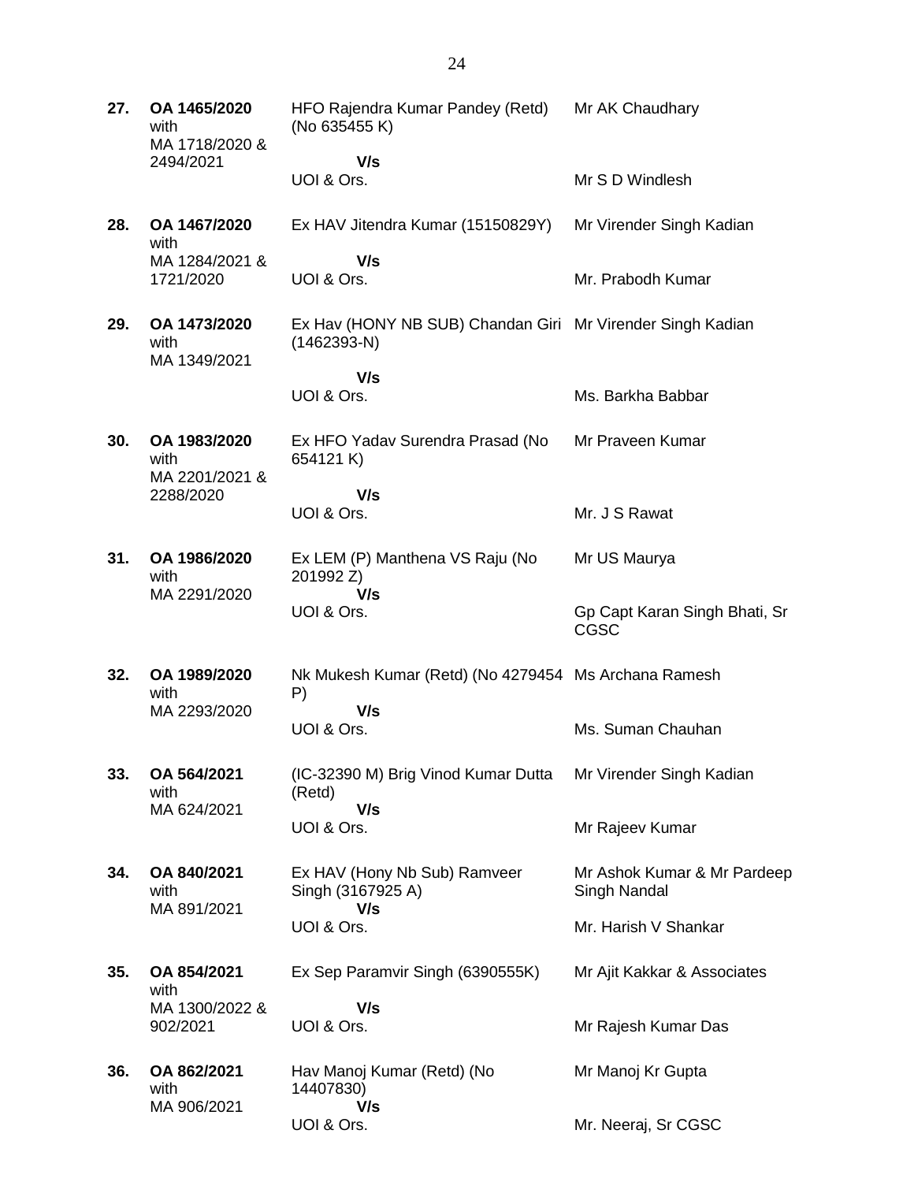| | | | |
|---|---|---|---|
| **27.** | **OA 1465/2020** with MA 1718/2020 & 2494/2021 | HFO Rajendra Kumar Pandey (Retd) (No 635455 K) **V/s** UOI & Ors. | Mr AK Chaudhary<br><br>Mr S D Windlesh |
| **28.** | **OA 1467/2020** with MA 1284/2021 & 1721/2020 | Ex HAV Jitendra Kumar (15150829Y) **V/s** UOI & Ors. | Mr Virender Singh Kadian<br><br>Mr. Prabodh Kumar |
| **29.** | **OA 1473/2020** with MA 1349/2021 | Ex Hav (HONY NB SUB) Chandan Giri (1462393-N) **V/s** UOI & Ors. | Mr Virender Singh Kadian<br><br>Ms. Barkha Babbar |
| **30.** | **OA 1983/2020** with MA 2201/2021 & 2288/2020 | Ex HFO Yadav Surendra Prasad (No 654121 K) **V/s** UOI & Ors. | Mr Praveen Kumar<br><br>Mr. J S Rawat |
| **31.** | **OA 1986/2020** with MA 2291/2020 | Ex LEM (P) Manthena VS Raju (No 201992 Z) **V/s** UOI & Ors. | Mr US Maurya<br><br>Gp Capt Karan Singh Bhati, Sr CGSC |
| **32.** | **OA 1989/2020** with MA 2293/2020 | Nk Mukesh Kumar (Retd) (No 4279454 P) **V/s** UOI & Ors. | Ms Archana Ramesh<br><br>Ms. Suman Chauhan |
| **33.** | **OA 564/2021** with MA 624/2021 | (IC-32390 M) Brig Vinod Kumar Dutta (Retd) **V/s** UOI & Ors. | Mr Virender Singh Kadian<br><br>Mr Rajeev Kumar |
| **34.** | **OA 840/2021** with MA 891/2021 | Ex HAV (Hony Nb Sub) Ramveer Singh (3167925 A) **V/s** UOI & Ors. | Mr Ashok Kumar & Mr Pardeep Singh Nandal<br><br>Mr. Harish V Shankar |
| **35.** | **OA 854/2021** with MA 1300/2022 & 902/2021 | Ex Sep Paramvir Singh (6390555K) **V/s** UOI & Ors. | Mr Ajit Kakkar & Associates<br><br>Mr Rajesh Kumar Das |
| **36.** | **OA 862/2021** with MA 906/2021 | Hav Manoj Kumar (Retd) (No 14407830) **V/s** UOI & Ors. | Mr Manoj Kr Gupta<br><br>Mr. Neeraj, Sr CGSC |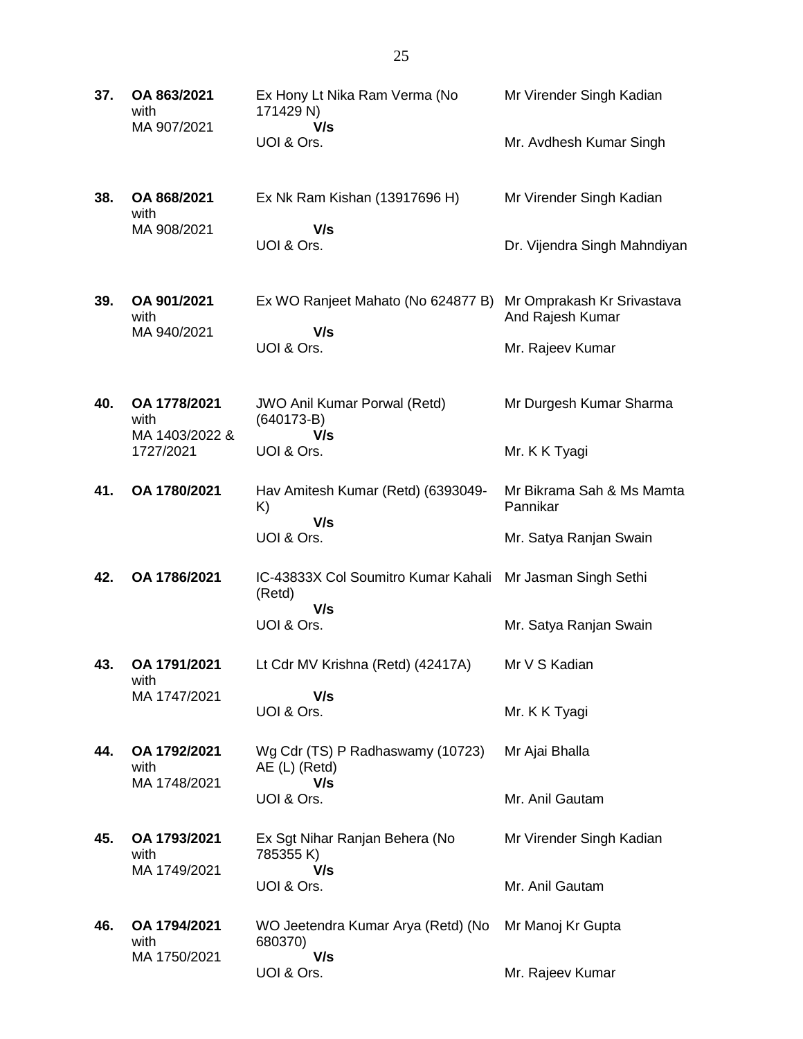| | | | |
|---|---|---|---|
| **37.** | **OA 863/2021** with MA 907/2021 | Ex Hony Lt Nika Ram Verma (No 171429 N) **V/s** UOI & Ors. | Mr Virender Singh Kadian<br><br>Mr. Avdhesh Kumar Singh |
| **38.** | **OA 868/2021** with MA 908/2021 | Ex Nk Ram Kishan (13917696 H) **V/s** UOI & Ors. | Mr Virender Singh Kadian<br><br>Dr. Vijendra Singh Mahndiyan |
| **39.** | **OA 901/2021** with MA 940/2021 | Ex WO Ranjeet Mahato (No 624877 B) **V/s** UOI & Ors. | Mr Omprakash Kr Srivastava And Rajesh Kumar<br><br>Mr. Rajeev Kumar |
| **40.** | **OA 1778/2021** with MA 1403/2022 & 1727/2021 | JWO Anil Kumar Porwal (Retd) (640173-B) **V/s** UOI & Ors. | Mr Durgesh Kumar Sharma<br><br>Mr. K K Tyagi |
| **41.** | **OA 1780/2021** | Hav Amitesh Kumar (Retd) (6393049-K) **V/s** UOI & Ors. | Mr Bikrama Sah & Ms Mamta Pannikar<br><br>Mr. Satya Ranjan Swain |
| **42.** | **OA 1786/2021** | IC-43833X Col Soumitro Kumar Kahali (Retd) **V/s** UOI & Ors. | Mr Jasman Singh Sethi<br><br>Mr. Satya Ranjan Swain |
| **43.** | **OA 1791/2021** with MA 1747/2021 | Lt Cdr MV Krishna (Retd) (42417A) **V/s** UOI & Ors. | Mr V S Kadian<br><br>Mr. K K Tyagi |
| **44.** | **OA 1792/2021** with MA 1748/2021 | Wg Cdr (TS) P Radhaswamy (10723) AE (L) (Retd) **V/s** UOI & Ors. | Mr Ajai Bhalla<br><br>Mr. Anil Gautam |
| **45.** | **OA 1793/2021** with MA 1749/2021 | Ex Sgt Nihar Ranjan Behera (No 785355 K) **V/s** UOI & Ors. | Mr Virender Singh Kadian<br><br>Mr. Anil Gautam |
| **46.** | **OA 1794/2021** with MA 1750/2021 | WO Jeetendra Kumar Arya (Retd) (No 680370) **V/s** UOI & Ors. | Mr Manoj Kr Gupta<br><br>Mr. Rajeev Kumar |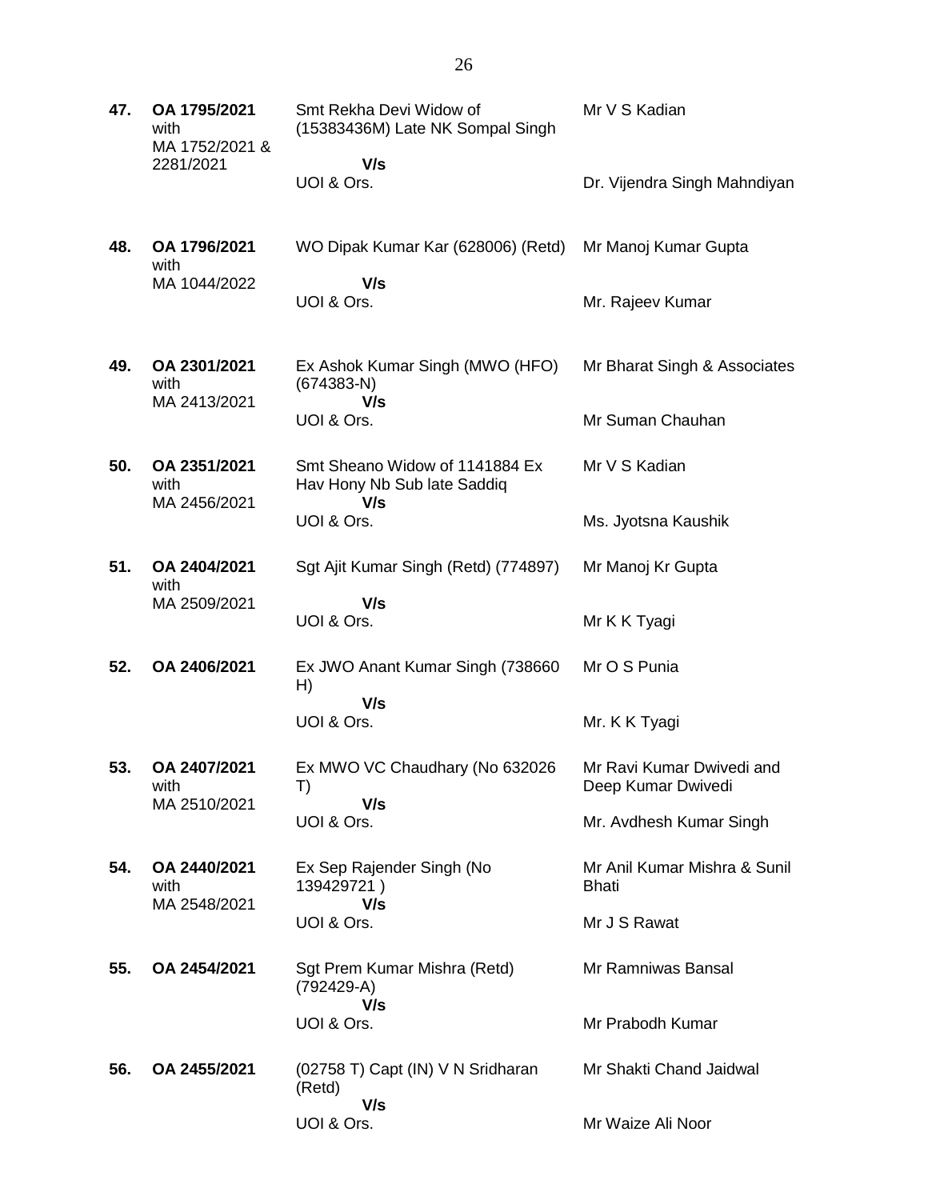| | | | |
|---|---|---|---|
| **47.** | **OA 1795/2021** with MA 1752/2021 & 2281/2021 | Smt Rekha Devi Widow of (15383436M) Late NK Sompal Singh **V/s** UOI & Ors. | Mr V S Kadian<br><br>Dr. Vijendra Singh Mahndiyan |
| **48.** | **OA 1796/2021** with MA 1044/2022 | WO Dipak Kumar Kar (628006) (Retd) **V/s** UOI & Ors. | Mr Manoj Kumar Gupta<br><br>Mr. Rajeev Kumar |
| **49.** | **OA 2301/2021** with MA 2413/2021 | Ex Ashok Kumar Singh (MWO (HFO) (674383-N) **V/s** UOI & Ors. | Mr Bharat Singh & Associates<br><br>Mr Suman Chauhan |
| **50.** | **OA 2351/2021** with MA 2456/2021 | Smt Sheano Widow of 1141884 Ex Hav Hony Nb Sub late Saddiq **V/s** UOI & Ors. | Mr V S Kadian<br><br>Ms. Jyotsna Kaushik |
| **51.** | **OA 2404/2021** with MA 2509/2021 | Sgt Ajit Kumar Singh (Retd) (774897) **V/s** UOI & Ors. | Mr Manoj Kr Gupta<br><br>Mr K K Tyagi |
| **52.** | **OA 2406/2021** | Ex JWO Anant Kumar Singh (738660 H) **V/s** UOI & Ors. | Mr O S Punia<br><br>Mr. K K Tyagi |
| **53.** | **OA 2407/2021** with MA 2510/2021 | Ex MWO VC Chaudhary (No 632026 T) **V/s** UOI & Ors. | Mr Ravi Kumar Dwivedi and Deep Kumar Dwivedi<br><br>Mr. Avdhesh Kumar Singh |
| **54.** | **OA 2440/2021** with MA 2548/2021 | Ex Sep Rajender Singh (No 139429721 ) **V/s** UOI & Ors. | Mr Anil Kumar Mishra & Sunil Bhati<br><br>Mr J S Rawat |
| **55.** | **OA 2454/2021** | Sgt Prem Kumar Mishra (Retd) (792429-A) **V/s** UOI & Ors. | Mr Ramniwas Bansal<br><br>Mr Prabodh Kumar |
| **56.** | **OA 2455/2021** | (02758 T) Capt (IN) V N Sridharan (Retd) **V/s** UOI & Ors. | Mr Shakti Chand Jaidwal<br><br>Mr Waize Ali Noor |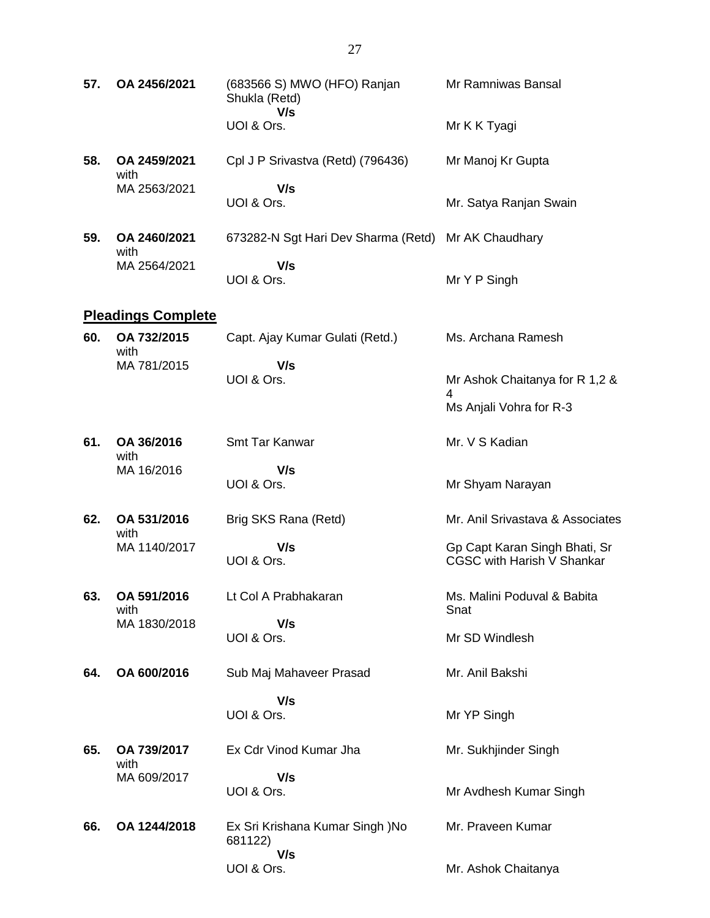| | | | |
|---|---|---|---|
| **57.** | **OA 2456/2021** | (683566 S) MWO (HFO) Ranjan Shukla (Retd)<br>**V/s**<br>UOI & Ors. | Mr Ramniwas Bansal<br><br>Mr K K Tyagi |
| **58.** | **OA 2459/2021** with MA 2563/2021 | Cpl J P Srivastva (Retd) (796436)<br>**V/s**<br>UOI & Ors. | Mr Manoj Kr Gupta<br><br>Mr. Satya Ranjan Swain |
| **59.** | **OA 2460/2021** with MA 2564/2021 | 673282-N Sgt Hari Dev Sharma (Retd)<br>**V/s**<br>UOI & Ors. | Mr AK Chaudhary<br><br>Mr Y P Singh |

**Pleadings Complete**

| | | | |
|---|---|---|---|
| **60.** | **OA 732/2015** with MA 781/2015 | Capt. Ajay Kumar Gulati (Retd.)<br>**V/s**<br>UOI & Ors. | Ms. Archana Ramesh<br><br>Mr Ashok Chaitanya for R 1,2 & 4<br>Ms Anjali Vohra for R-3 |
| **61.** | **OA 36/2016** with MA 16/2016 | Smt Tar Kanwar<br>**V/s**<br>UOI & Ors. | Mr. V S Kadian<br><br>Mr Shyam Narayan |
| **62.** | **OA 531/2016** with MA 1140/2017 | Brig SKS Rana (Retd)<br>**V/s**<br>UOI & Ors. | Mr. Anil Srivastava & Associates<br><br>Gp Capt Karan Singh Bhati, Sr CGSC with Harish V Shankar |
| **63.** | **OA 591/2016** with MA 1830/2018 | Lt Col A Prabhakaran<br>**V/s**<br>UOI & Ors. | Ms. Malini Poduval & Babita Snat<br><br>Mr SD Windlesh |
| **64.** | **OA 600/2016** | Sub Maj Mahaveer Prasad<br>**V/s**<br>UOI & Ors. | Mr. Anil Bakshi<br><br>Mr YP Singh |
| **65.** | **OA 739/2017** with MA 609/2017 | Ex Cdr Vinod Kumar Jha<br>**V/s**<br>UOI & Ors. | Mr. Sukhjinder Singh<br><br>Mr Avdhesh Kumar Singh |
| **66.** | **OA 1244/2018** | Ex Sri Krishana Kumar Singh )No 681122)<br>**V/s**<br>UOI & Ors. | Mr. Praveen Kumar<br><br>Mr. Ashok Chaitanya |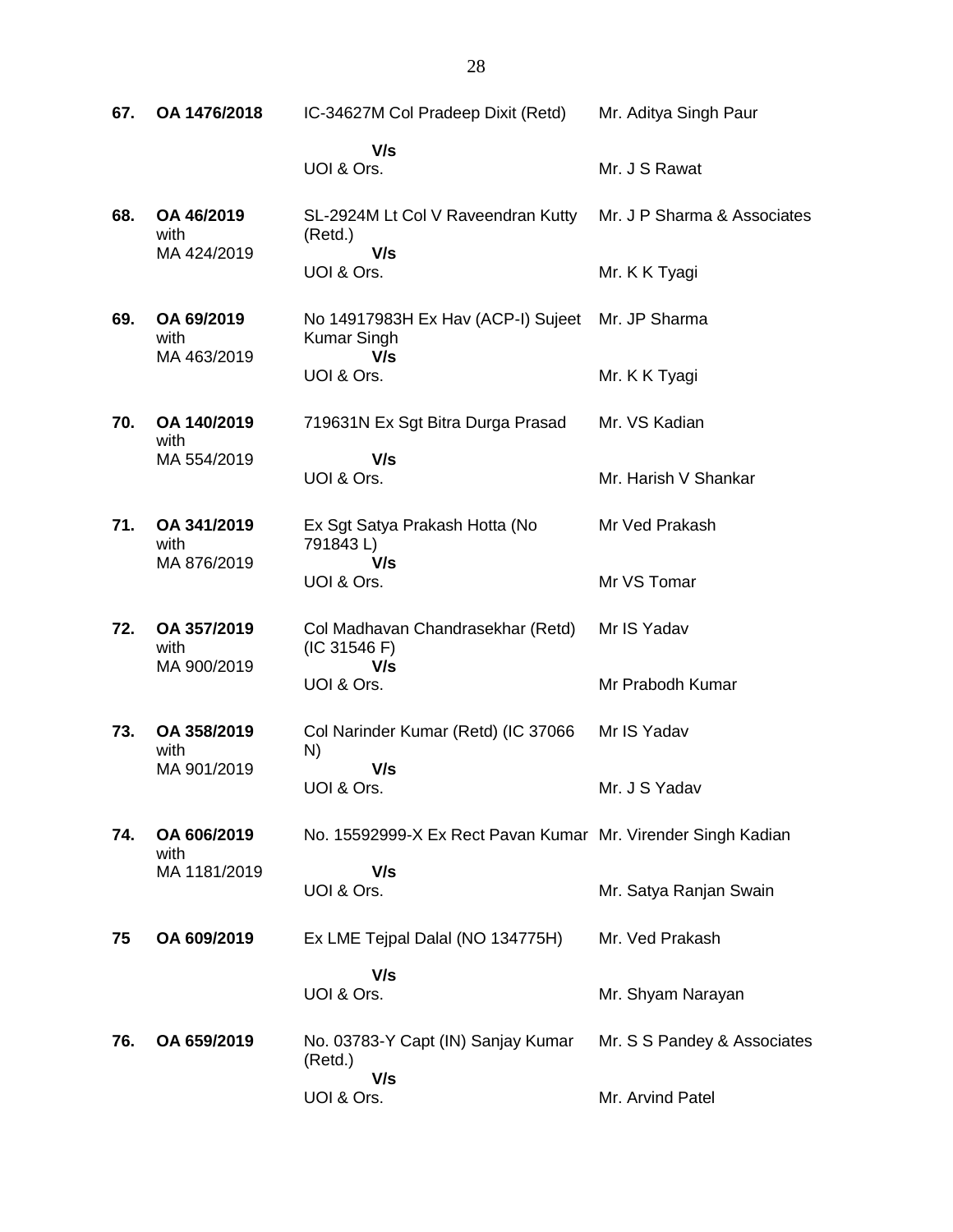| | | | |
|---|---|---|---|
| **67.** | **OA 1476/2018** | IC-34627M Col Pradeep Dixit (Retd)<br>**V/s**<br>UOI & Ors. | Mr. Aditya Singh Paur<br><br>Mr. J S Rawat |
| **68.** | **OA 46/2019** with MA 424/2019 | SL-2924M Lt Col V Raveendran Kutty (Retd.)<br>**V/s**<br>UOI & Ors. | Mr. J P Sharma & Associates<br><br>Mr. K K Tyagi |
| **69.** | **OA 69/2019** with MA 463/2019 | No 14917983H Ex Hav (ACP-I) Sujeet Kumar Singh<br>**V/s**<br>UOI & Ors. | Mr. JP Sharma<br><br>Mr. K K Tyagi |
| **70.** | **OA 140/2019** with MA 554/2019 | 719631N Ex Sgt Bitra Durga Prasad<br>**V/s**<br>UOI & Ors. | Mr. VS Kadian<br><br>Mr. Harish V Shankar |
| **71.** | **OA 341/2019** with MA 876/2019 | Ex Sgt Satya Prakash Hotta (No 791843 L)<br>**V/s**<br>UOI & Ors. | Mr Ved Prakash<br><br>Mr VS Tomar |
| **72.** | **OA 357/2019** with MA 900/2019 | Col Madhavan Chandrasekhar (Retd) (IC 31546 F)<br>**V/s**<br>UOI & Ors. | Mr IS Yadav<br><br>Mr Prabodh Kumar |
| **73.** | **OA 358/2019** with MA 901/2019 | Col Narinder Kumar (Retd) (IC 37066 N)<br>**V/s**<br>UOI & Ors. | Mr IS Yadav<br><br>Mr. J S Yadav |
| **74.** | **OA 606/2019** with MA 1181/2019 | No. 15592999-X Ex Rect Pavan Kumar<br>**V/s**<br>UOI & Ors. | Mr. Virender Singh Kadian<br><br>Mr. Satya Ranjan Swain |
| **75** | **OA 609/2019** | Ex LME Tejpal Dalal (NO 134775H)<br>**V/s**<br>UOI & Ors. | Mr. Ved Prakash<br><br>Mr. Shyam Narayan |
| **76.** | **OA 659/2019** | No. 03783-Y Capt (IN) Sanjay Kumar (Retd.)<br>**V/s**<br>UOI & Ors. | Mr. S S Pandey & Associates<br><br>Mr. Arvind Patel |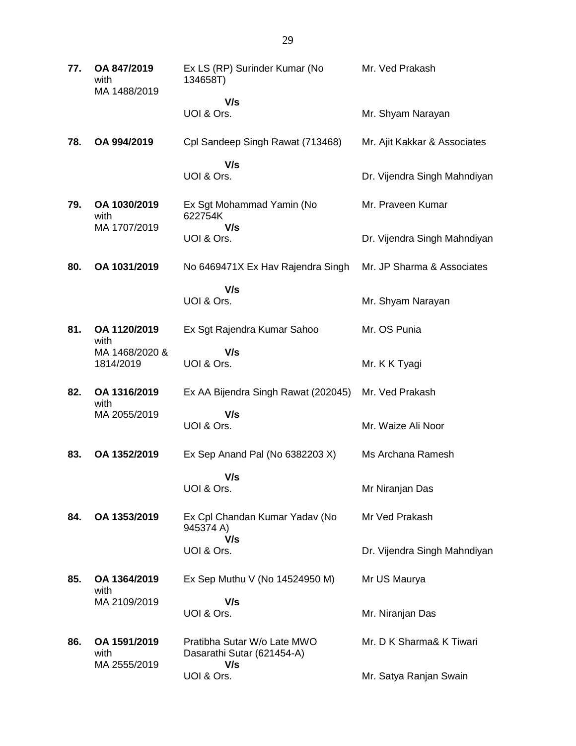| | | | |
|---|---|---|---|
| **77.** | **OA 847/2019** with MA 1488/2019 | Ex LS (RP) Surinder Kumar (No 134658T) **V/s** UOI & Ors. | Mr. Ved Prakash<br><br>Mr. Shyam Narayan |
| **78.** | **OA 994/2019** | Cpl Sandeep Singh Rawat (713468) **V/s** UOI & Ors. | Mr. Ajit Kakkar & Associates<br><br>Dr. Vijendra Singh Mahndiyan |
| **79.** | **OA 1030/2019** with MA 1707/2019 | Ex Sgt Mohammad Yamin (No 622754K **V/s** UOI & Ors. | Mr. Praveen Kumar<br><br>Dr. Vijendra Singh Mahndiyan |
| **80.** | **OA 1031/2019** | No 6469471X Ex Hav Rajendra Singh **V/s** UOI & Ors. | Mr. JP Sharma & Associates<br><br>Mr. Shyam Narayan |
| **81.** | **OA 1120/2019** with MA 1468/2020 & 1814/2019 | Ex Sgt Rajendra Kumar Sahoo **V/s** UOI & Ors. | Mr. OS Punia<br><br>Mr. K K Tyagi |
| **82.** | **OA 1316/2019** with MA 2055/2019 | Ex AA Bijendra Singh Rawat (202045) **V/s** UOI & Ors. | Mr. Ved Prakash<br><br>Mr. Waize Ali Noor |
| **83.** | **OA 1352/2019** | Ex Sep Anand Pal (No 6382203 X) **V/s** UOI & Ors. | Ms Archana Ramesh<br><br>Mr Niranjan Das |
| **84.** | **OA 1353/2019** | Ex Cpl Chandan Kumar Yadav (No 945374 A) **V/s** UOI & Ors. | Mr Ved Prakash<br><br>Dr. Vijendra Singh Mahndiyan |
| **85.** | **OA 1364/2019** with MA 2109/2019 | Ex Sep Muthu V (No 14524950 M) **V/s** UOI & Ors. | Mr US Maurya<br><br>Mr. Niranjan Das |
| **86.** | **OA 1591/2019** with MA 2555/2019 | Pratibha Sutar W/o Late MWO Dasarathi Sutar (621454-A) **V/s** UOI & Ors. | Mr. D K Sharma& K Tiwari<br><br>Mr. Satya Ranjan Swain |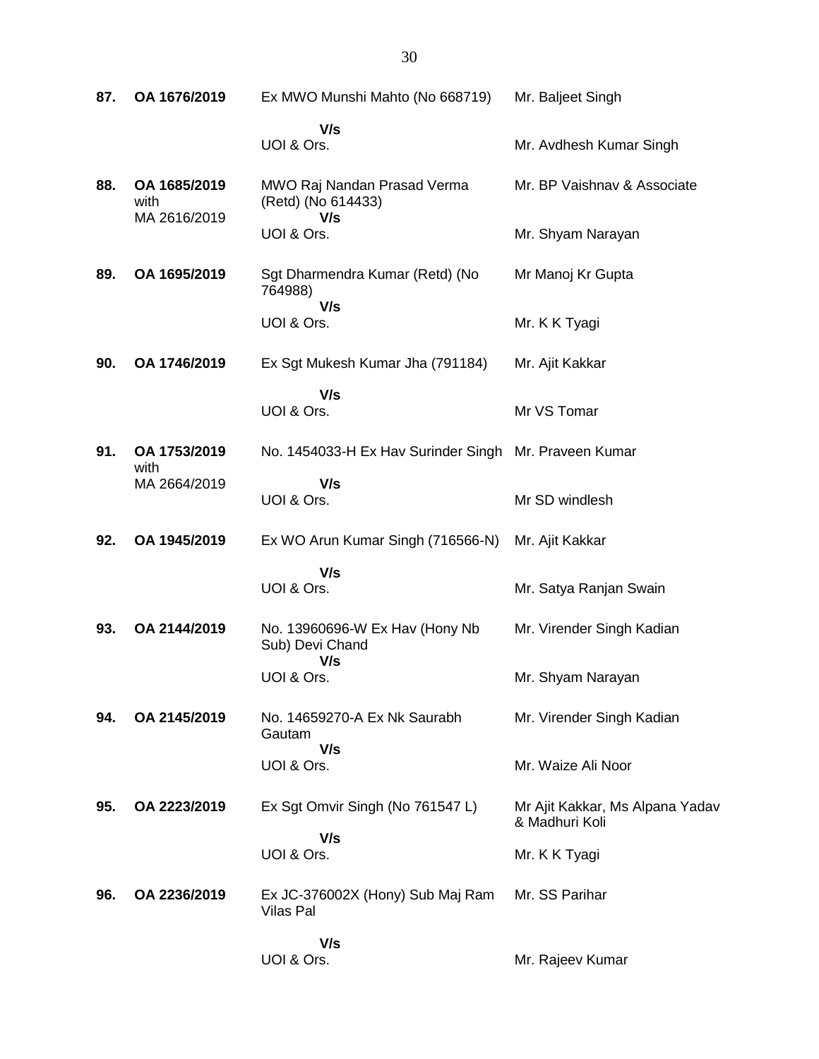| | | | |
|---|---|---|---|
| **87.** | **OA 1676/2019** | Ex MWO Munshi Mahto (No 668719)<br>**V/s**<br>UOI & Ors. | Mr. Baljeet Singh<br><br>Mr. Avdhesh Kumar Singh |
| **88.** | **OA 1685/2019** with MA 2616/2019 | MWO Raj Nandan Prasad Verma (Retd) (No 614433)<br>**V/s**<br>UOI & Ors. | Mr. BP Vaishnav & Associate<br><br>Mr. Shyam Narayan |
| **89.** | **OA 1695/2019** | Sgt Dharmendra Kumar (Retd) (No 764988)<br>**V/s**<br>UOI & Ors. | Mr Manoj Kr Gupta<br><br>Mr. K K Tyagi |
| **90.** | **OA 1746/2019** | Ex Sgt Mukesh Kumar Jha (791184)<br>**V/s**<br>UOI & Ors. | Mr. Ajit Kakkar<br><br>Mr VS Tomar |
| **91.** | **OA 1753/2019** with MA 2664/2019 | No. 1454033-H Ex Hav Surinder Singh<br>**V/s**<br>UOI & Ors. | Mr. Praveen Kumar<br><br>Mr SD windlesh |
| **92.** | **OA 1945/2019** | Ex WO Arun Kumar Singh (716566-N)<br>**V/s**<br>UOI & Ors. | Mr. Ajit Kakkar<br><br>Mr. Satya Ranjan Swain |
| **93.** | **OA 2144/2019** | No. 13960696-W Ex Hav (Hony Nb Sub) Devi Chand<br>**V/s**<br>UOI & Ors. | Mr. Virender Singh Kadian<br><br>Mr. Shyam Narayan |
| **94.** | **OA 2145/2019** | No. 14659270-A Ex Nk Saurabh Gautam<br>**V/s**<br>UOI & Ors. | Mr. Virender Singh Kadian<br><br>Mr. Waize Ali Noor |
| **95.** | **OA 2223/2019** | Ex Sgt Omvir Singh (No 761547 L)<br>**V/s**<br>UOI & Ors. | Mr Ajit Kakkar, Ms Alpana Yadav & Madhuri Koli<br><br>Mr. K K Tyagi |
| **96.** | **OA 2236/2019** | Ex JC-376002X (Hony) Sub Maj Ram Vilas Pal<br>**V/s**<br>UOI & Ors. | Mr. SS Parihar<br><br>Mr. Rajeev Kumar |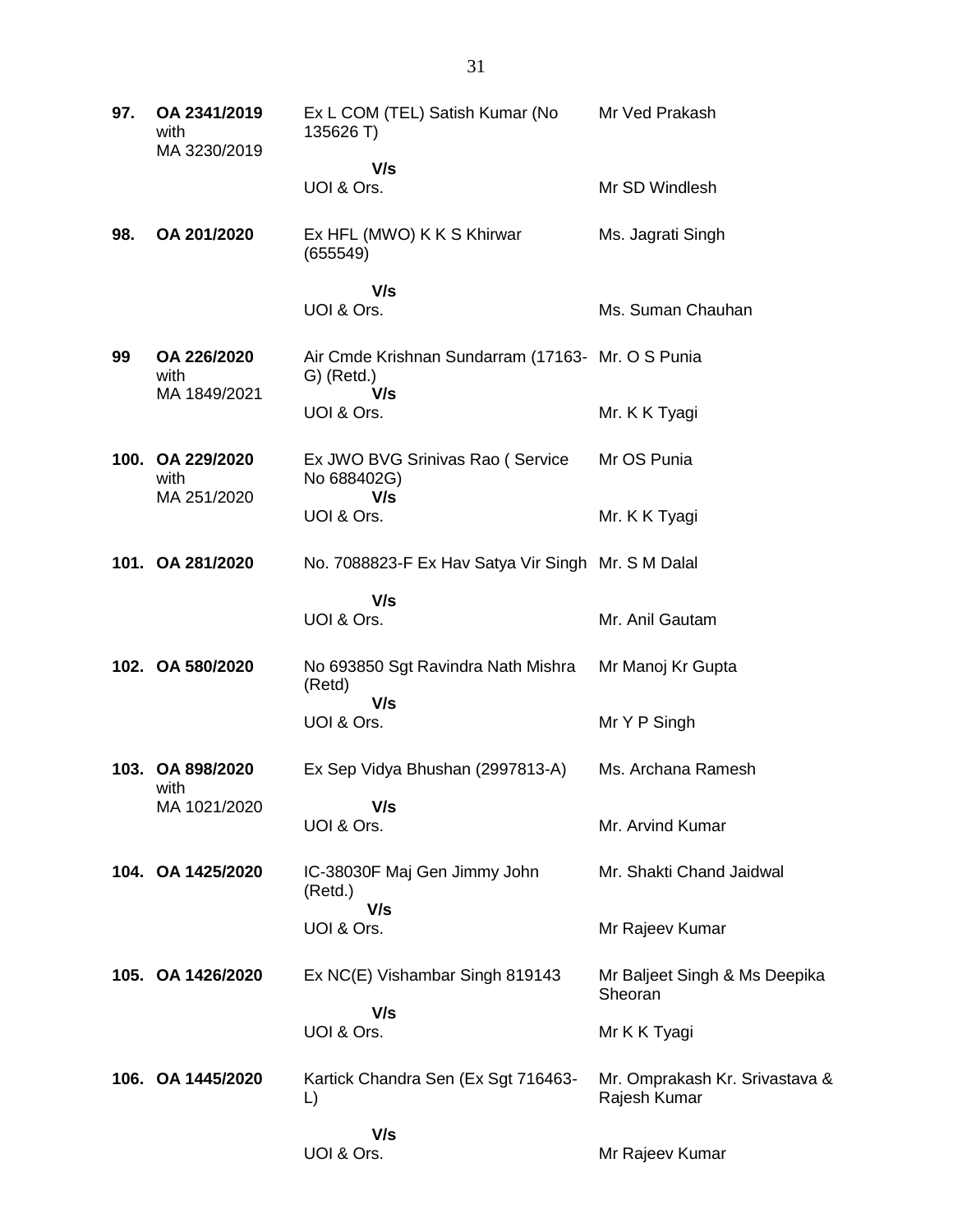| | | | |
|---|---|---|---|
| **97.** | **OA 2341/2019** with MA 3230/2019 | Ex L COM (TEL) Satish Kumar (No 135626 T) | Mr Ved Prakash |
| | | **V/s** UOI & Ors. | Mr SD Windlesh |
| **98.** | **OA 201/2020** | Ex HFL (MWO) K K S Khirwar (655549) | Ms. Jagrati Singh |
| | | **V/s** UOI & Ors. | Ms. Suman Chauhan |
| **99** | **OA 226/2020** with MA 1849/2021 | Air Cmde Krishnan Sundarram (17163-G) (Retd.) | Mr. O S Punia |
| | | **V/s** UOI & Ors. | Mr. K K Tyagi |
| **100.** | **OA 229/2020** with MA 251/2020 | Ex JWO BVG Srinivas Rao ( Service No 688402G) | Mr OS Punia |
| | | **V/s** UOI & Ors. | Mr. K K Tyagi |
| **101.** | **OA 281/2020** | No. 7088823-F Ex Hav Satya Vir Singh | Mr. S M Dalal |
| | | **V/s** UOI & Ors. | Mr. Anil Gautam |
| **102.** | **OA 580/2020** | No 693850 Sgt Ravindra Nath Mishra (Retd) | Mr Manoj Kr Gupta |
| | | **V/s** UOI & Ors. | Mr Y P Singh |
| **103.** | **OA 898/2020** with MA 1021/2020 | Ex Sep Vidya Bhushan (2997813-A) | Ms. Archana Ramesh |
| | | **V/s** UOI & Ors. | Mr. Arvind Kumar |
| **104.** | **OA 1425/2020** | IC-38030F Maj Gen Jimmy John (Retd.) | Mr. Shakti Chand Jaidwal |
| | | **V/s** UOI & Ors. | Mr Rajeev Kumar |
| **105.** | **OA 1426/2020** | Ex NC(E) Vishambar Singh 819143 | Mr Baljeet Singh & Ms Deepika Sheoran |
| | | **V/s** UOI & Ors. | Mr K K Tyagi |
| **106.** | **OA 1445/2020** | Kartick Chandra Sen (Ex Sgt 716463-L) | Mr. Omprakash Kr. Srivastava & Rajesh Kumar |
| | | **V/s** UOI & Ors. | Mr Rajeev Kumar |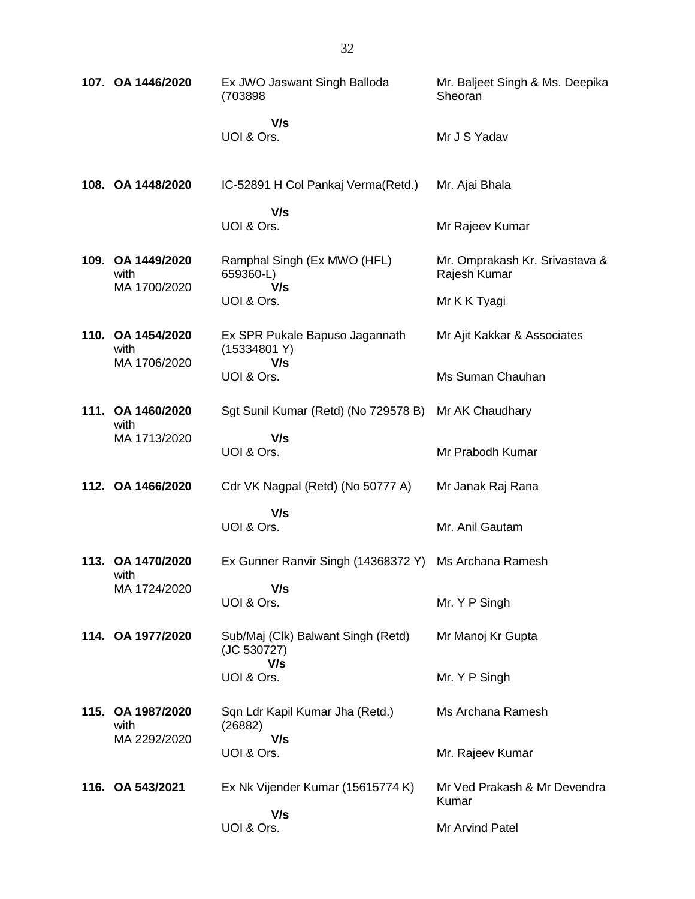| | | | |
|---|---|---|---|
| **107.** | **OA 1446/2020** | Ex JWO Jaswant Singh Balloda (703898<br><br>**V/s**<br>UOI & Ors. | Mr. Baljeet Singh & Ms. Deepika Sheoran<br><br>Mr J S Yadav |
| **108.** | **OA 1448/2020** | IC-52891 H Col Pankaj Verma(Retd.)<br><br>**V/s**<br>UOI & Ors. | Mr. Ajai Bhala<br><br>Mr Rajeev Kumar |
| **109.** | **OA 1449/2020** with MA 1700/2020 | Ramphal Singh (Ex MWO (HFL) 659360-L)<br>**V/s**<br>UOI & Ors. | Mr. Omprakash Kr. Srivastava & Rajesh Kumar<br><br>Mr K K Tyagi |
| **110.** | **OA 1454/2020** with MA 1706/2020 | Ex SPR Pukale Bapuso Jagannath (15334801 Y)<br>**V/s**<br>UOI & Ors. | Mr Ajit Kakkar & Associates<br><br>Ms Suman Chauhan |
| **111.** | **OA 1460/2020** with MA 1713/2020 | Sgt Sunil Kumar (Retd) (No 729578 B)<br><br>**V/s**<br>UOI & Ors. | Mr AK Chaudhary<br><br>Mr Prabodh Kumar |
| **112.** | **OA 1466/2020** | Cdr VK Nagpal (Retd) (No 50777 A)<br><br>**V/s**<br>UOI & Ors. | Mr Janak Raj Rana<br><br>Mr. Anil Gautam |
| **113.** | **OA 1470/2020** with MA 1724/2020 | Ex Gunner Ranvir Singh (14368372 Y)<br><br>**V/s**<br>UOI & Ors. | Ms Archana Ramesh<br><br>Mr. Y P Singh |
| **114.** | **OA 1977/2020** | Sub/Maj (Clk) Balwant Singh (Retd) (JC 530727)<br>**V/s**<br>UOI & Ors. | Mr Manoj Kr Gupta<br><br>Mr. Y P Singh |
| **115.** | **OA 1987/2020** with MA 2292/2020 | Sqn Ldr Kapil Kumar Jha (Retd.) (26882)<br>**V/s**<br>UOI & Ors. | Ms Archana Ramesh<br><br>Mr. Rajeev Kumar |
| **116.** | **OA 543/2021** | Ex Nk Vijender Kumar (15615774 K)<br><br>**V/s**<br>UOI & Ors. | Mr Ved Prakash & Mr Devendra Kumar<br><br>Mr Arvind Patel |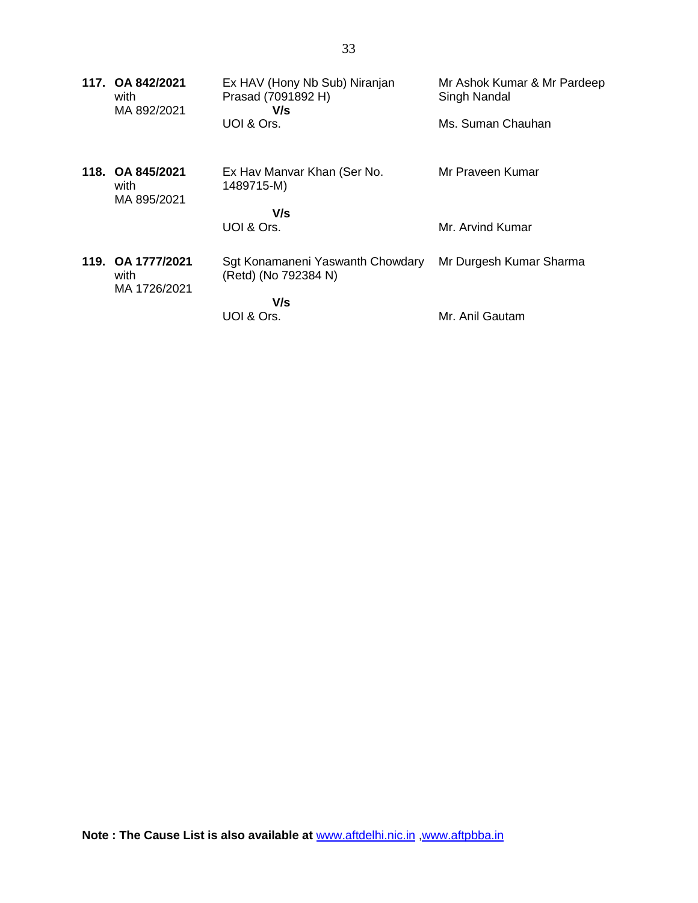| | | | |
|---|---|---|---|
| **117.** | **OA 842/2021** with MA 892/2021 | Ex HAV (Hony Nb Sub) Niranjan Prasad (7091892 H) **V/s** UOI & Ors. | Mr Ashok Kumar & Mr Pardeep Singh Nandal<br><br>Ms. Suman Chauhan |
| **118.** | **OA 845/2021** with MA 895/2021 | Ex Hav Manvar Khan (Ser No. 1489715-M)<br><br>**V/s** UOI & Ors. | Mr Praveen Kumar<br><br>Mr. Arvind Kumar |
| **119.** | **OA 1777/2021** with MA 1726/2021 | Sgt Konamaneni Yaswanth Chowdary (Retd) (No 792384 N)<br><br>**V/s** UOI & Ors. | Mr Durgesh Kumar Sharma<br><br>Mr. Anil Gautam |

**Note : The Cause List is also available at** www.aftdelhi.nic.in ,www.aftpbba.in